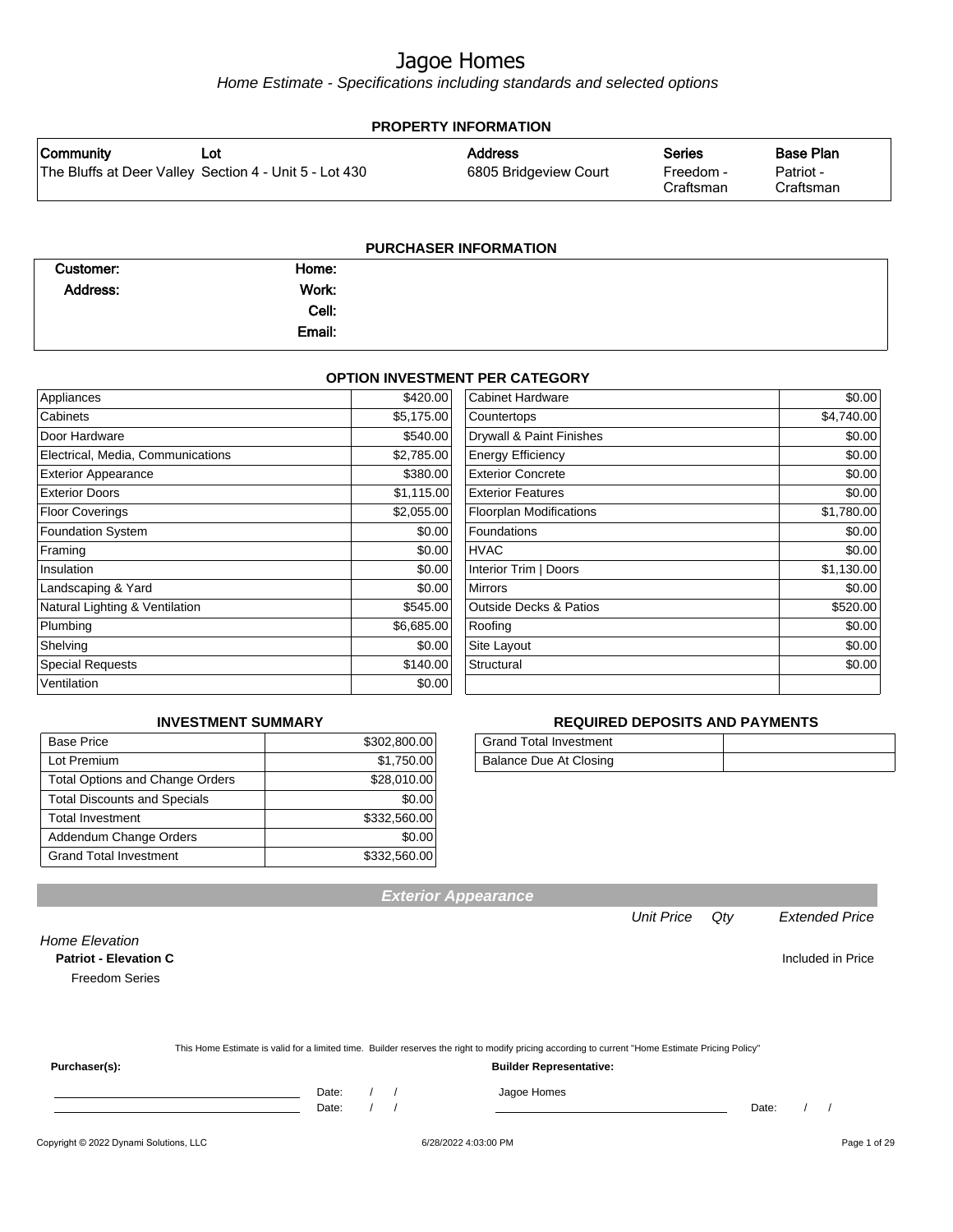# Jagoe Homes

*Home Estimate - Specifications including standards and selected options*

## PROPERTY INFORMATION

| Community | Lot | Address | Series | Base Plan |
|---|---|---|---|---|
| The Bluffs at Deer Valley | Section 4 - Unit 5 - Lot 430 | 6805 Bridgeview Court | Freedom - Craftsman | Patriot - Craftsman |

## PURCHASER INFORMATION

| | | | |
|---|---|---|---|
| **Customer:** | | **Home:** | |
| **Address:** | | **Work:** | |
| | | **Cell:** | |
| | | **Email:** | |

## OPTION INVESTMENT PER CATEGORY

| Category | Amount | Category | Amount |
|---|---|---|---|
| Appliances | $420.00 | Cabinet Hardware | $0.00 |
| Cabinets | $5,175.00 | Countertops | $4,740.00 |
| Door Hardware | $540.00 | Drywall & Paint Finishes | $0.00 |
| Electrical, Media, Communications | $2,785.00 | Energy Efficiency | $0.00 |
| Exterior Appearance | $380.00 | Exterior Concrete | $0.00 |
| Exterior Doors | $1,115.00 | Exterior Features | $0.00 |
| Floor Coverings | $2,055.00 | Floorplan Modifications | $1,780.00 |
| Foundation System | $0.00 | Foundations | $0.00 |
| Framing | $0.00 | HVAC | $0.00 |
| Insulation | $0.00 | Interior Trim \| Doors | $1,130.00 |
| Landscaping & Yard | $0.00 | Mirrors | $0.00 |
| Natural Lighting & Ventilation | $545.00 | Outside Decks & Patios | $520.00 |
| Plumbing | $6,685.00 | Roofing | $0.00 |
| Shelving | $0.00 | Site Layout | $0.00 |
| Special Requests | $140.00 | Structural | $0.00 |
| Ventilation | $0.00 | | |

## INVESTMENT SUMMARY

| | |
|---|---|
| Base Price | $302,800.00 |
| Lot Premium | $1,750.00 |
| Total Options and Change Orders | $28,010.00 |
| Total Discounts and Specials | $0.00 |
| Total Investment | $332,560.00 |
| Addendum Change Orders | $0.00 |
| Grand Total Investment | $332,560.00 |

## REQUIRED DEPOSITS AND PAYMENTS

| | |
|---|---|
| Grand Total Investment | |
| Balance Due At Closing | |

## Exterior Appearance

| | Unit Price | Qty | Extended Price |
|---|---|---|---|
| *Home Elevation* | | | |
| **Patriot - Elevation C** | | | Included in Price |
| Freedom Series | | | |

This Home Estimate is valid for a limited time. Builder reserves the right to modify pricing according to current "Home Estimate Pricing Policy"

**Purchaser(s):**

______________________________ Date: / /

______________________________ Date: / /

**Builder Representative:**

Jagoe Homes

______________________________ Date: / /

Copyright © 2022 Dynami Solutions, LLC — 6/28/2022 4:03:00 PM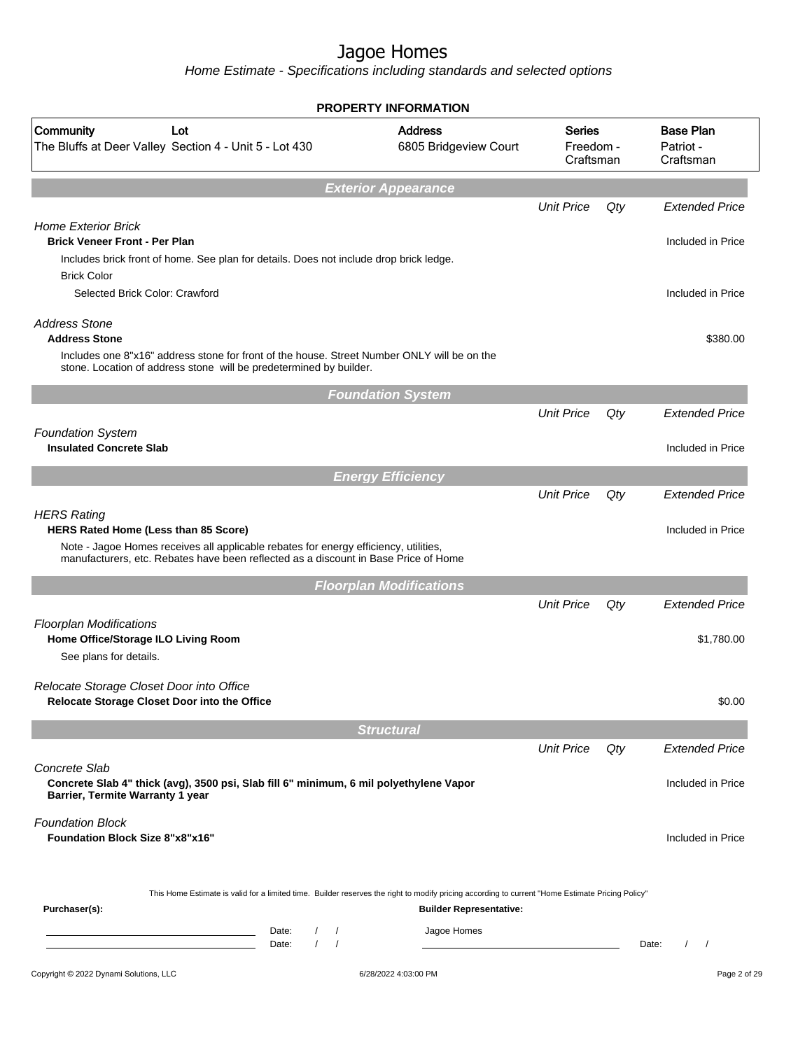# Jagoe Homes

*Home Estimate - Specifications including standards and selected options*

**PROPERTY INFORMATION**

| Community | Lot | Address | Series | Base Plan |
|---|---|---|---|---|
| The Bluffs at Deer Valley | Section 4 - Unit 5 - Lot 430 | 6805 Bridgeview Court | Freedom - Craftsman | Patriot - Craftsman |

## Exterior Appearance

| | Unit Price | Qty | Extended Price |
|---|---|---|---|
| *Home Exterior Brick* | | | |
| **Brick Veneer Front - Per Plan** | | | Included in Price |
| Includes brick front of home. See plan for details. Does not include drop brick ledge. | | | |
| Brick Color | | | |
| Selected Brick Color: Crawford | | | Included in Price |
| *Address Stone* | | | |
| **Address Stone** | | | $380.00 |
| Includes one 8"x16" address stone for front of the house. Street Number ONLY will be on the stone. Location of address stone will be predetermined by builder. | | | |

## Foundation System

| | Unit Price | Qty | Extended Price |
|---|---|---|---|
| *Foundation System* | | | |
| **Insulated Concrete Slab** | | | Included in Price |

## Energy Efficiency

| | Unit Price | Qty | Extended Price |
|---|---|---|---|
| *HERS Rating* | | | |
| **HERS Rated Home (Less than 85 Score)** | | | Included in Price |
| Note - Jagoe Homes receives all applicable rebates for energy efficiency, utilities, manufacturers, etc. Rebates have been reflected as a discount in Base Price of Home | | | |

## Floorplan Modifications

| | Unit Price | Qty | Extended Price |
|---|---|---|---|
| *Floorplan Modifications* | | | |
| **Home Office/Storage ILO Living Room** | | | $1,780.00 |
| See plans for details. | | | |
| *Relocate Storage Closet Door into Office* | | | |
| **Relocate Storage Closet Door into the Office** | | | $0.00 |

## Structural

| | Unit Price | Qty | Extended Price |
|---|---|---|---|
| *Concrete Slab* | | | |
| **Concrete Slab 4" thick (avg), 3500 psi, Slab fill 6" minimum, 6 mil polyethylene Vapor Barrier, Termite Warranty 1 year** | | | Included in Price |
| *Foundation Block* | | | |
| **Foundation Block Size 8"x8"x16"** | | | Included in Price |

This Home Estimate is valid for a limited time. Builder reserves the right to modify pricing according to current "Home Estimate Pricing Policy"

**Purchaser(s):** Date: / / Date: / /

**Builder Representative:** Jagoe Homes Date: / /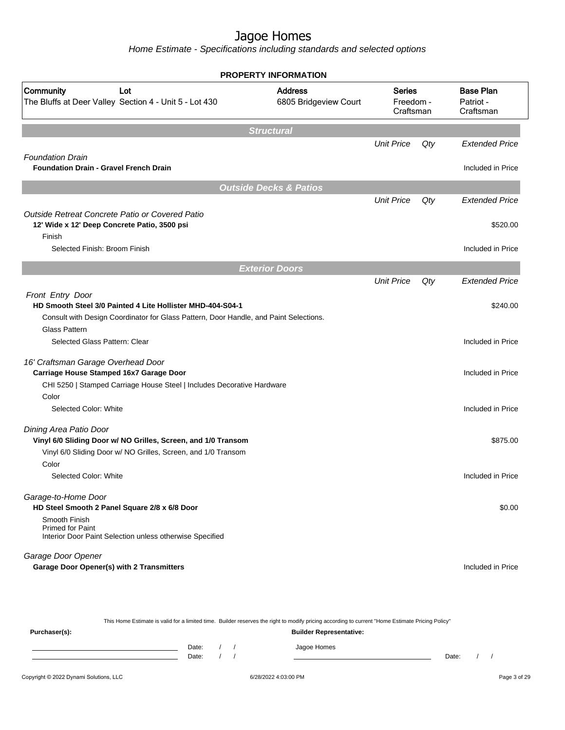# Jagoe Homes

*Home Estimate - Specifications including standards and selected options*

## PROPERTY INFORMATION

| Community | Lot | Address | Series | Base Plan |
|---|---|---|---|---|
| The Bluffs at Deer Valley | Section 4 - Unit 5 - Lot 430 | 6805 Bridgeview Court | Freedom - Craftsman | Patriot - Craftsman |

## Structural

| | Unit Price | Qty | Extended Price |
|---|---|---|---|
| *Foundation Drain* | | | |
| **Foundation Drain - Gravel French Drain** | | | Included in Price |

## Outside Decks & Patios

| | Unit Price | Qty | Extended Price |
|---|---|---|---|
| *Outside Retreat Concrete Patio or Covered Patio* | | | |
| **12' Wide x 12' Deep Concrete Patio, 3500 psi** | | | $520.00 |
| Finish | | | |
| Selected Finish: Broom Finish | | | Included in Price |

## Exterior Doors

| | Unit Price | Qty | Extended Price |
|---|---|---|---|
| *Front Entry Door* | | | |
| **HD Smooth Steel 3/0 Painted 4 Lite Hollister MHD-404-S04-1** | | | $240.00 |
| Consult with Design Coordinator for Glass Pattern, Door Handle, and Paint Selections. | | | |
| Glass Pattern | | | |
| Selected Glass Pattern: Clear | | | Included in Price |
| *16' Craftsman Garage Overhead Door* | | | |
| **Carriage House Stamped 16x7 Garage Door** | | | Included in Price |
| CHI 5250 \| Stamped Carriage House Steel \| Includes Decorative Hardware | | | |
| Color | | | |
| Selected Color: White | | | Included in Price |
| *Dining Area Patio Door* | | | |
| **Vinyl 6/0 Sliding Door w/ NO Grilles, Screen, and 1/0 Transom** | | | $875.00 |
| Vinyl 6/0 Sliding Door w/ NO Grilles, Screen, and 1/0 Transom | | | |
| Color | | | |
| Selected Color: White | | | Included in Price |
| *Garage-to-Home Door* | | | |
| **HD Steel Smooth 2 Panel Square 2/8 x 6/8 Door** | | | $0.00 |
| Smooth Finish<br>Primed for Paint<br>Interior Door Paint Selection unless otherwise Specified | | | |
| *Garage Door Opener* | | | |
| **Garage Door Opener(s) with 2 Transmitters** | | | Included in Price |

This Home Estimate is valid for a limited time. Builder reserves the right to modify pricing according to current "Home Estimate Pricing Policy"

**Purchaser(s):**

Date: / /

Date: / /

**Builder Representative:**

Jagoe Homes

Date: / /

Copyright © 2022 Dynami Solutions, LLC — 6/28/2022 4:03:00 PM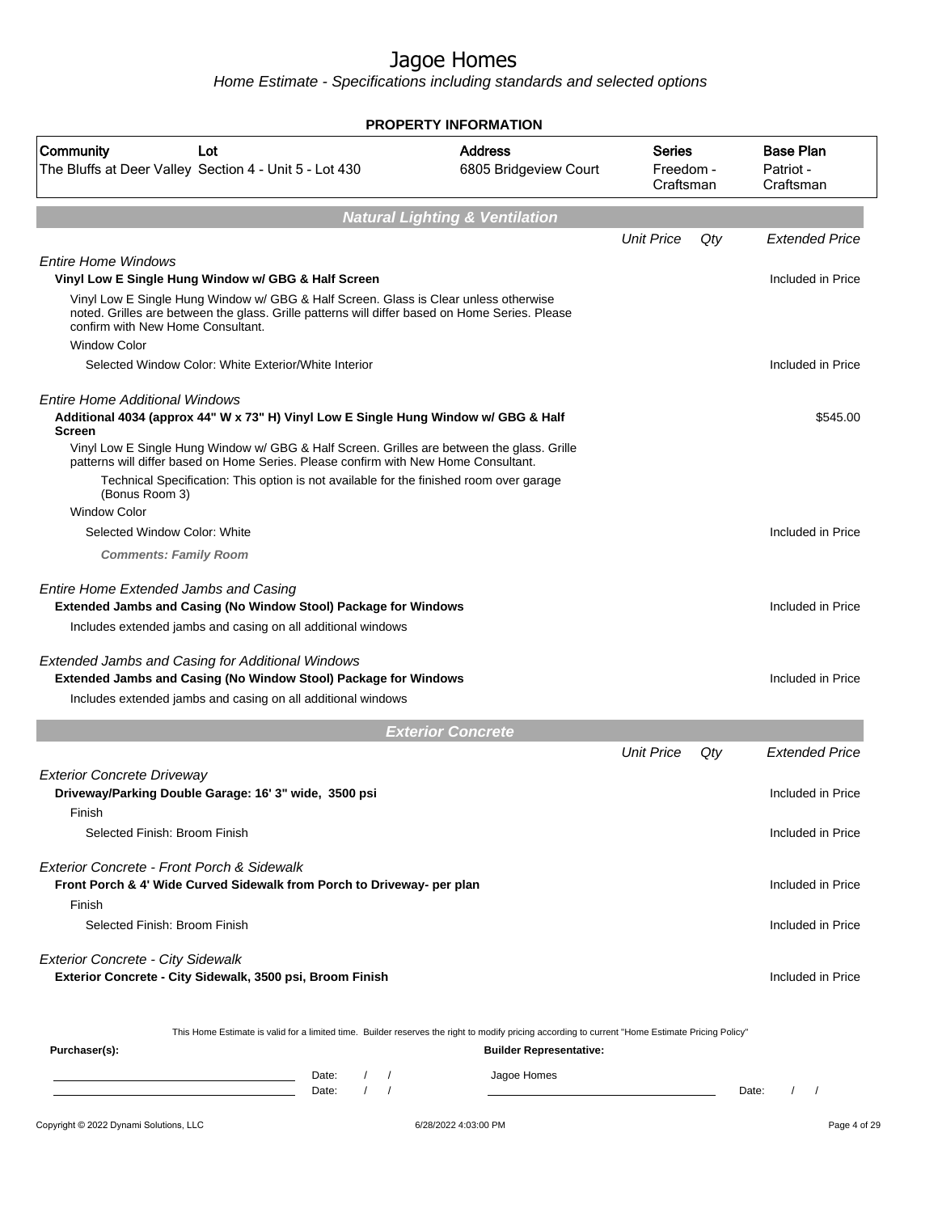# Jagoe Homes

*Home Estimate - Specifications including standards and selected options*

## PROPERTY INFORMATION

| Community | Lot | Address | Series | Base Plan |
|---|---|---|---|---|
| The Bluffs at Deer Valley | Section 4 - Unit 5 - Lot 430 | 6805 Bridgeview Court | Freedom - Craftsman | Patriot - Craftsman |

## Natural Lighting & Ventilation

| | Unit Price | Qty | Extended Price |
|---|---|---|---|
| *Entire Home Windows* | | | |
| **Vinyl Low E Single Hung Window w/ GBG & Half Screen** | | | Included in Price |
| Vinyl Low E Single Hung Window w/ GBG & Half Screen. Glass is Clear unless otherwise noted. Grilles are between the glass. Grille patterns will differ based on Home Series. Please confirm with New Home Consultant. | | | |
| Window Color | | | |
| Selected Window Color: White Exterior/White Interior | | | Included in Price |
| *Entire Home Additional Windows* | | | |
| **Additional 4034 (approx 44" W x 73" H) Vinyl Low E Single Hung Window w/ GBG & Half Screen** | | | $545.00 |
| Vinyl Low E Single Hung Window w/ GBG & Half Screen. Grilles are between the glass. Grille patterns will differ based on Home Series. Please confirm with New Home Consultant. | | | |
| Technical Specification: This option is not available for the finished room over garage (Bonus Room 3) | | | |
| Window Color | | | |
| Selected Window Color: White | | | Included in Price |
| ***Comments: Family Room*** | | | |
| *Entire Home Extended Jambs and Casing* | | | |
| **Extended Jambs and Casing (No Window Stool) Package for Windows** | | | Included in Price |
| Includes extended jambs and casing on all additional windows | | | |
| *Extended Jambs and Casing for Additional Windows* | | | |
| **Extended Jambs and Casing (No Window Stool) Package for Windows** | | | Included in Price |
| Includes extended jambs and casing on all additional windows | | | |

## Exterior Concrete

| | Unit Price | Qty | Extended Price |
|---|---|---|---|
| *Exterior Concrete Driveway* | | | |
| **Driveway/Parking Double Garage: 16' 3" wide, 3500 psi** | | | Included in Price |
| Finish | | | |
| Selected Finish: Broom Finish | | | Included in Price |
| *Exterior Concrete - Front Porch & Sidewalk* | | | |
| **Front Porch & 4' Wide Curved Sidewalk from Porch to Driveway- per plan** | | | Included in Price |
| Finish | | | |
| Selected Finish: Broom Finish | | | Included in Price |
| *Exterior Concrete - City Sidewalk* | | | |
| **Exterior Concrete - City Sidewalk, 3500 psi, Broom Finish** | | | Included in Price |

This Home Estimate is valid for a limited time. Builder reserves the right to modify pricing according to current "Home Estimate Pricing Policy"

**Purchaser(s):**

Date: / /

Date: / /

**Builder Representative:**

Jagoe Homes

Date: / /

Copyright © 2022 Dynami Solutions, LLC — 6/28/2022 4:03:00 PM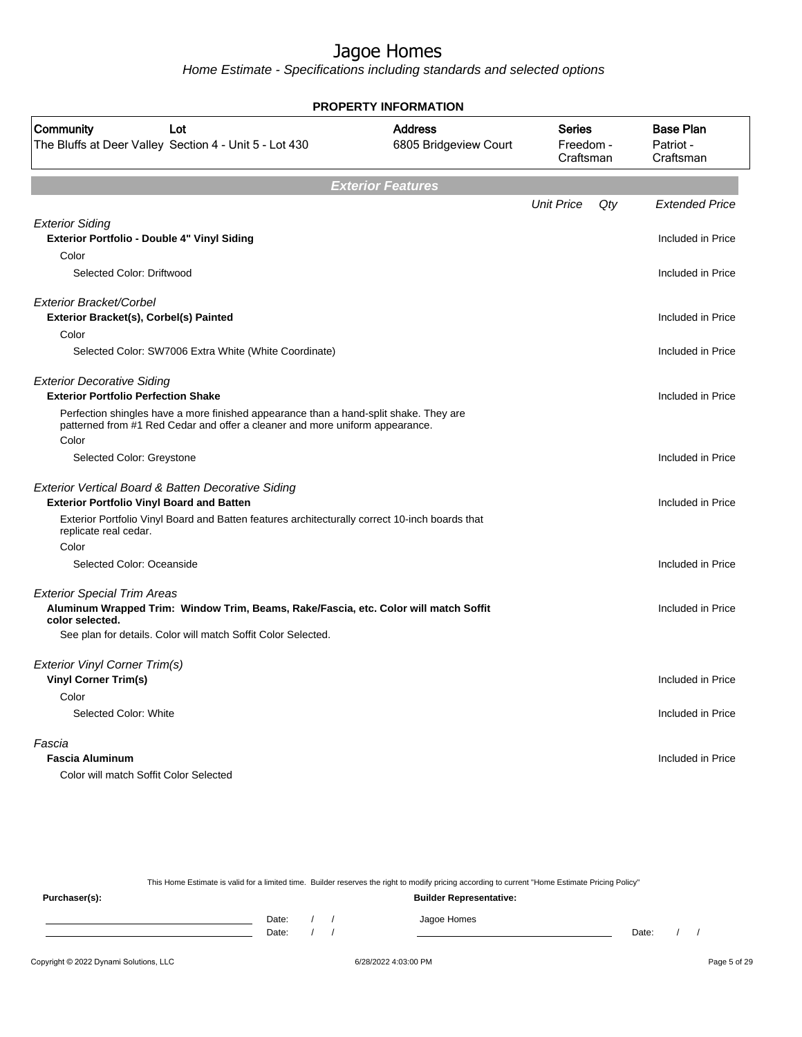# Jagoe Homes

*Home Estimate - Specifications including standards and selected options*

**PROPERTY INFORMATION**

| Community | Lot | Address | Series | Base Plan |
|---|---|---|---|---|
| The Bluffs at Deer Valley | Section 4 - Unit 5 - Lot 430 | 6805 Bridgeview Court | Freedom - Craftsman | Patriot - Craftsman |

## Exterior Features

| | Unit Price | Qty | Extended Price |
|---|---|---|---|
| *Exterior Siding* | | | |
| **Exterior Portfolio - Double 4" Vinyl Siding** | | | Included in Price |
| Color | | | |
| Selected Color: Driftwood | | | Included in Price |
| *Exterior Bracket/Corbel* | | | |
| **Exterior Bracket(s), Corbel(s) Painted** | | | Included in Price |
| Color | | | |
| Selected Color: SW7006 Extra White (White Coordinate) | | | Included in Price |
| *Exterior Decorative Siding* | | | |
| **Exterior Portfolio Perfection Shake** | | | Included in Price |
| Perfection shingles have a more finished appearance than a hand-split shake. They are patterned from #1 Red Cedar and offer a cleaner and more uniform appearance. | | | |
| Color | | | |
| Selected Color: Greystone | | | Included in Price |
| *Exterior Vertical Board & Batten Decorative Siding* | | | |
| **Exterior Portfolio Vinyl Board and Batten** | | | Included in Price |
| Exterior Portfolio Vinyl Board and Batten features architecturally correct 10-inch boards that replicate real cedar. | | | |
| Color | | | |
| Selected Color: Oceanside | | | Included in Price |
| *Exterior Special Trim Areas* | | | |
| **Aluminum Wrapped Trim: Window Trim, Beams, Rake/Fascia, etc. Color will match Soffit color selected.** | | | Included in Price |
| See plan for details. Color will match Soffit Color Selected. | | | |
| *Exterior Vinyl Corner Trim(s)* | | | |
| **Vinyl Corner Trim(s)** | | | Included in Price |
| Color | | | |
| Selected Color: White | | | Included in Price |
| *Fascia* | | | |
| **Fascia Aluminum** | | | Included in Price |
| Color will match Soffit Color Selected | | | |

This Home Estimate is valid for a limited time. Builder reserves the right to modify pricing according to current "Home Estimate Pricing Policy"

**Purchaser(s):**

Date: / /

Date: / /

**Builder Representative:**

Jagoe Homes

Date: / /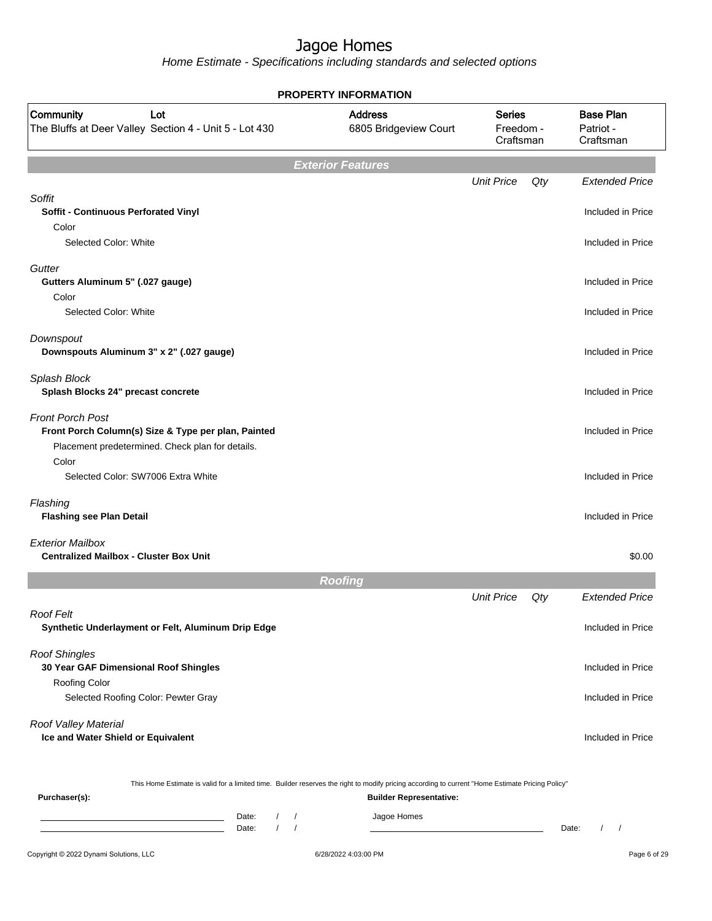# Jagoe Homes

*Home Estimate - Specifications including standards and selected options*

**PROPERTY INFORMATION**

| Community | Lot | Address | Series | Base Plan |
|---|---|---|---|---|
| The Bluffs at Deer Valley | Section 4 - Unit 5 - Lot 430 | 6805 Bridgeview Court | Freedom - Craftsman | Patriot - Craftsman |

## Exterior Features

| | Unit Price | Qty | Extended Price |
|---|---|---|---|
| *Soffit* | | | |
| **Soffit - Continuous Perforated Vinyl** | | | Included in Price |
| Color | | | |
| Selected Color: White | | | Included in Price |
| *Gutter* | | | |
| **Gutters Aluminum 5" (.027 gauge)** | | | Included in Price |
| Color | | | |
| Selected Color: White | | | Included in Price |
| *Downspout* | | | |
| **Downspouts Aluminum 3" x 2" (.027 gauge)** | | | Included in Price |
| *Splash Block* | | | |
| **Splash Blocks 24" precast concrete** | | | Included in Price |
| *Front Porch Post* | | | |
| **Front Porch Column(s) Size & Type per plan, Painted** | | | Included in Price |
| Placement predetermined. Check plan for details. | | | |
| Color | | | |
| Selected Color: SW7006 Extra White | | | Included in Price |
| *Flashing* | | | |
| **Flashing see Plan Detail** | | | Included in Price |
| *Exterior Mailbox* | | | |
| **Centralized Mailbox - Cluster Box Unit** | | | $0.00 |

## Roofing

| | Unit Price | Qty | Extended Price |
|---|---|---|---|
| *Roof Felt* | | | |
| **Synthetic Underlayment or Felt, Aluminum Drip Edge** | | | Included in Price |
| *Roof Shingles* | | | |
| **30 Year GAF Dimensional Roof Shingles** | | | Included in Price |
| Roofing Color | | | |
| Selected Roofing Color: Pewter Gray | | | Included in Price |
| *Roof Valley Material* | | | |
| **Ice and Water Shield or Equivalent** | | | Included in Price |

This Home Estimate is valid for a limited time. Builder reserves the right to modify pricing according to current "Home Estimate Pricing Policy"

**Purchaser(s):**

Date: / /

Date: / /

**Builder Representative:**

Jagoe Homes

Date: / /

Copyright © 2022 Dynami Solutions, LLC — 6/28/2022 4:03:00 PM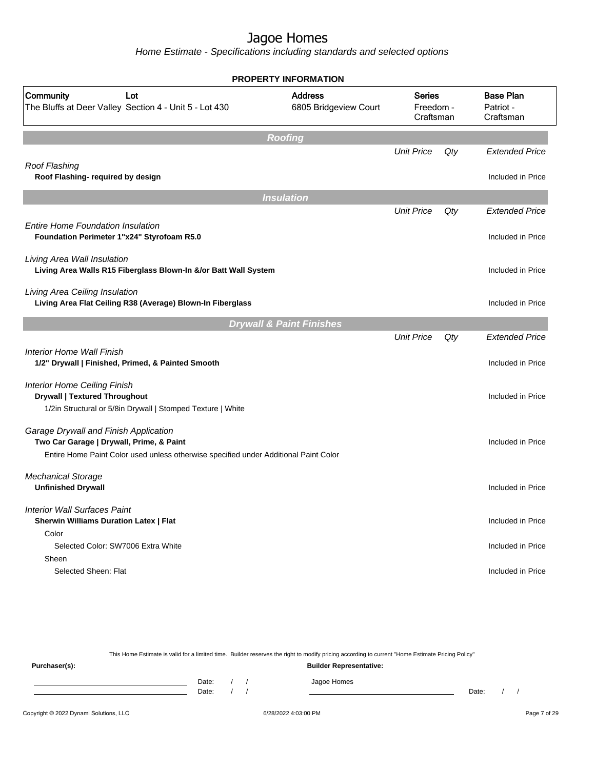# Jagoe Homes

*Home Estimate - Specifications including standards and selected options*

## PROPERTY INFORMATION

| Community | Lot | Address | Series | Base Plan |
|---|---|---|---|---|
| The Bluffs at Deer Valley | Section 4 - Unit 5 - Lot 430 | 6805 Bridgeview Court | Freedom - Craftsman | Patriot - Craftsman |

## Roofing

| | Unit Price | Qty | Extended Price |
|---|---|---|---|
| *Roof Flashing* | | | |
| **Roof Flashing- required by design** | | | Included in Price |

## Insulation

| | Unit Price | Qty | Extended Price |
|---|---|---|---|
| *Entire Home Foundation Insulation* | | | |
| **Foundation Perimeter 1"x24" Styrofoam R5.0** | | | Included in Price |
| *Living Area Wall Insulation* | | | |
| **Living Area Walls R15 Fiberglass Blown-In &/or Batt Wall System** | | | Included in Price |
| *Living Area Ceiling Insulation* | | | |
| **Living Area Flat Ceiling R38 (Average) Blown-In Fiberglass** | | | Included in Price |

## Drywall & Paint Finishes

| | Unit Price | Qty | Extended Price |
|---|---|---|---|
| *Interior Home Wall Finish* | | | |
| **1/2" Drywall \| Finished, Primed, & Painted Smooth** | | | Included in Price |
| *Interior Home Ceiling Finish* | | | |
| **Drywall \| Textured Throughout** | | | Included in Price |
| 1/2in Structural or 5/8in Drywall \| Stomped Texture \| White | | | |
| *Garage Drywall and Finish Application* | | | |
| **Two Car Garage \| Drywall, Prime, & Paint** | | | Included in Price |
| Entire Home Paint Color used unless otherwise specified under Additional Paint Color | | | |
| *Mechanical Storage* | | | |
| **Unfinished Drywall** | | | Included in Price |
| *Interior Wall Surfaces Paint* | | | |
| **Sherwin Williams Duration Latex \| Flat** | | | Included in Price |
| Color | | | |
| Selected Color: SW7006 Extra White | | | Included in Price |
| Sheen | | | |
| Selected Sheen: Flat | | | Included in Price |

This Home Estimate is valid for a limited time. Builder reserves the right to modify pricing according to current "Home Estimate Pricing Policy"

**Purchaser(s):**

Date: / /

Date: / /

**Builder Representative:**

Jagoe Homes

Date: / /

Copyright © 2022 Dynami Solutions, LLC — 6/28/2022 4:03:00 PM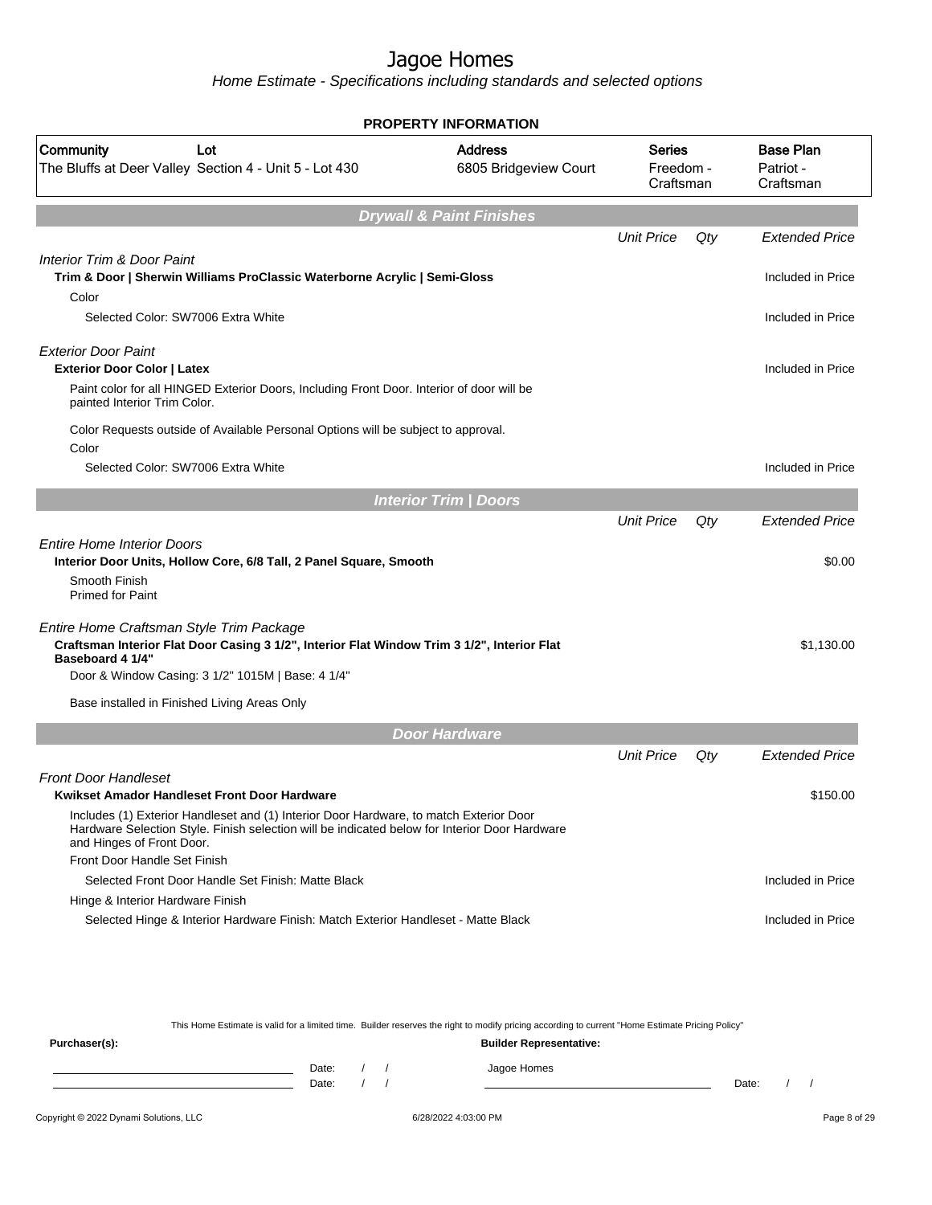# Jagoe Homes

*Home Estimate - Specifications including standards and selected options*

**PROPERTY INFORMATION**

| Community | Lot | Address | Series | Base Plan |
|---|---|---|---|---|
| The Bluffs at Deer Valley | Section 4 - Unit 5 - Lot 430 | 6805 Bridgeview Court | Freedom - Craftsman | Patriot - Craftsman |

## Drywall & Paint Finishes

| | Unit Price | Qty | Extended Price |
|---|---|---|---|
| *Interior Trim & Door Paint* | | | |
| **Trim & Door \| Sherwin Williams ProClassic Waterborne Acrylic \| Semi-Gloss** | | | Included in Price |
| Color | | | |
| Selected Color: SW7006 Extra White | | | Included in Price |
| *Exterior Door Paint* | | | |
| **Exterior Door Color \| Latex** | | | Included in Price |
| Paint color for all HINGED Exterior Doors, Including Front Door. Interior of door will be painted Interior Trim Color. | | | |
| Color Requests outside of Available Personal Options will be subject to approval. | | | |
| Color | | | |
| Selected Color: SW7006 Extra White | | | Included in Price |

## Interior Trim | Doors

| | Unit Price | Qty | Extended Price |
|---|---|---|---|
| *Entire Home Interior Doors* | | | |
| **Interior Door Units, Hollow Core, 6/8 Tall, 2 Panel Square, Smooth** | | | $0.00 |
| Smooth Finish<br>Primed for Paint | | | |
| *Entire Home Craftsman Style Trim Package* | | | |
| **Craftsman Interior Flat Door Casing 3 1/2", Interior Flat Window Trim 3 1/2", Interior Flat Baseboard 4 1/4"** | | | $1,130.00 |
| Door & Window Casing: 3 1/2" 1015M \| Base: 4 1/4" | | | |
| Base installed in Finished Living Areas Only | | | |

## Door Hardware

| | Unit Price | Qty | Extended Price |
|---|---|---|---|
| *Front Door Handleset* | | | |
| **Kwikset Amador Handleset Front Door Hardware** | | | $150.00 |
| Includes (1) Exterior Handleset and (1) Interior Door Hardware, to match Exterior Door Hardware Selection Style. Finish selection will be indicated below for Interior Door Hardware and Hinges of Front Door. | | | |
| Front Door Handle Set Finish | | | |
| Selected Front Door Handle Set Finish: Matte Black | | | Included in Price |
| Hinge & Interior Hardware Finish | | | |
| Selected Hinge & Interior Hardware Finish: Match Exterior Handleset - Matte Black | | | Included in Price |

This Home Estimate is valid for a limited time. Builder reserves the right to modify pricing according to current "Home Estimate Pricing Policy"

**Purchaser(s):**

Date: / /

Date: / /

**Builder Representative:**

Jagoe Homes

Date: / /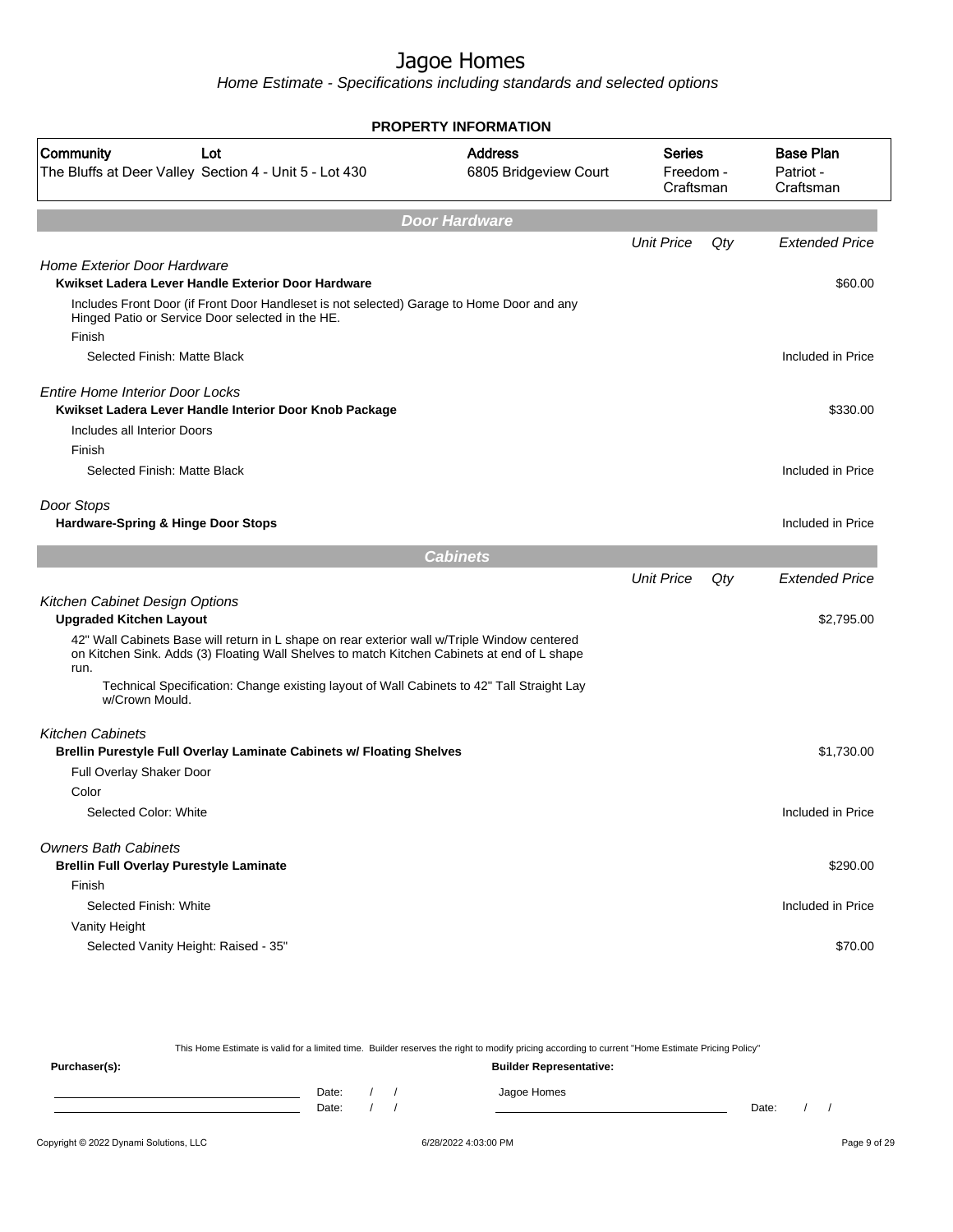# Jagoe Homes

*Home Estimate - Specifications including standards and selected options*

## PROPERTY INFORMATION

| Community | Lot | Address | Series | Base Plan |
|---|---|---|---|---|
| The Bluffs at Deer Valley | Section 4 - Unit 5 - Lot 430 | 6805 Bridgeview Court | Freedom - Craftsman | Patriot - Craftsman |

## Door Hardware

| | Unit Price | Qty | Extended Price |
|---|---|---|---|
| *Home Exterior Door Hardware* | | | |
| **Kwikset Ladera Lever Handle Exterior Door Hardware** | | | $60.00 |
| Includes Front Door (if Front Door Handleset is not selected) Garage to Home Door and any Hinged Patio or Service Door selected in the HE. | | | |
| Finish | | | |
| Selected Finish: Matte Black | | | Included in Price |
| *Entire Home Interior Door Locks* | | | |
| **Kwikset Ladera Lever Handle Interior Door Knob Package** | | | $330.00 |
| Includes all Interior Doors | | | |
| Finish | | | |
| Selected Finish: Matte Black | | | Included in Price |
| *Door Stops* | | | |
| **Hardware-Spring & Hinge Door Stops** | | | Included in Price |

## Cabinets

| | Unit Price | Qty | Extended Price |
|---|---|---|---|
| *Kitchen Cabinet Design Options* | | | |
| **Upgraded Kitchen Layout** | | | $2,795.00 |
| 42" Wall Cabinets Base will return in L shape on rear exterior wall w/Triple Window centered on Kitchen Sink. Adds (3) Floating Wall Shelves to match Kitchen Cabinets at end of L shape run. | | | |
| Technical Specification: Change existing layout of Wall Cabinets to 42" Tall Straight Lay w/Crown Mould. | | | |
| *Kitchen Cabinets* | | | |
| **Brellin Purestyle Full Overlay Laminate Cabinets w/ Floating Shelves** | | | $1,730.00 |
| Full Overlay Shaker Door | | | |
| Color | | | |
| Selected Color: White | | | Included in Price |
| *Owners Bath Cabinets* | | | |
| **Brellin Full Overlay Purestyle Laminate** | | | $290.00 |
| Finish | | | |
| Selected Finish: White | | | Included in Price |
| Vanity Height | | | |
| Selected Vanity Height: Raised - 35" | | | $70.00 |

This Home Estimate is valid for a limited time. Builder reserves the right to modify pricing according to current "Home Estimate Pricing Policy"

**Purchaser(s):** Date: / / Date: / /

**Builder Representative:** Jagoe Homes Date: / /

Copyright © 2022 Dynami Solutions, LLC 6/28/2022 4:03:00 PM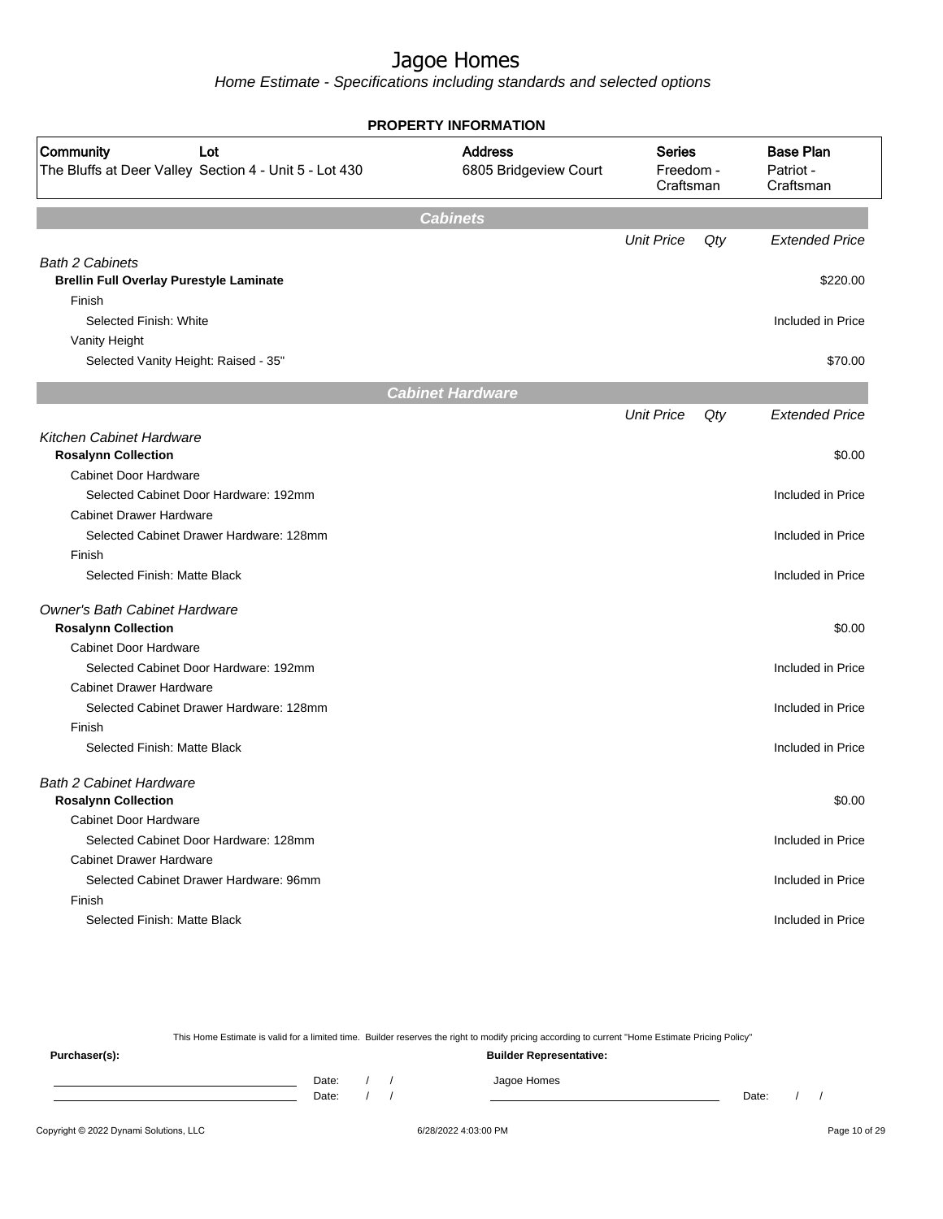# Jagoe Homes

*Home Estimate - Specifications including standards and selected options*

## PROPERTY INFORMATION

| Community | Lot | Address | Series | Base Plan |
|---|---|---|---|---|
| The Bluffs at Deer Valley | Section 4 - Unit 5 - Lot 430 | 6805 Bridgeview Court | Freedom - Craftsman | Patriot - Craftsman |

## Cabinets

| | Unit Price | Qty | Extended Price |
|---|---|---|---|
| *Bath 2 Cabinets* | | | |
| **Brellin Full Overlay Purestyle Laminate** | | | $220.00 |
| Finish | | | |
| Selected Finish: White | | | Included in Price |
| Vanity Height | | | |
| Selected Vanity Height: Raised - 35" | | | $70.00 |

## Cabinet Hardware

| | Unit Price | Qty | Extended Price |
|---|---|---|---|
| *Kitchen Cabinet Hardware* | | | |
| **Rosalynn Collection** | | | $0.00 |
| Cabinet Door Hardware | | | |
| Selected Cabinet Door Hardware: 192mm | | | Included in Price |
| Cabinet Drawer Hardware | | | |
| Selected Cabinet Drawer Hardware: 128mm | | | Included in Price |
| Finish | | | |
| Selected Finish: Matte Black | | | Included in Price |
| *Owner's Bath Cabinet Hardware* | | | |
| **Rosalynn Collection** | | | $0.00 |
| Cabinet Door Hardware | | | |
| Selected Cabinet Door Hardware: 192mm | | | Included in Price |
| Cabinet Drawer Hardware | | | |
| Selected Cabinet Drawer Hardware: 128mm | | | Included in Price |
| Finish | | | |
| Selected Finish: Matte Black | | | Included in Price |
| *Bath 2 Cabinet Hardware* | | | |
| **Rosalynn Collection** | | | $0.00 |
| Cabinet Door Hardware | | | |
| Selected Cabinet Door Hardware: 128mm | | | Included in Price |
| Cabinet Drawer Hardware | | | |
| Selected Cabinet Drawer Hardware: 96mm | | | Included in Price |
| Finish | | | |
| Selected Finish: Matte Black | | | Included in Price |

This Home Estimate is valid for a limited time. Builder reserves the right to modify pricing according to current "Home Estimate Pricing Policy"

**Purchaser(s):**

Date: / /

Date: / /

**Builder Representative:**

Jagoe Homes

Date: / /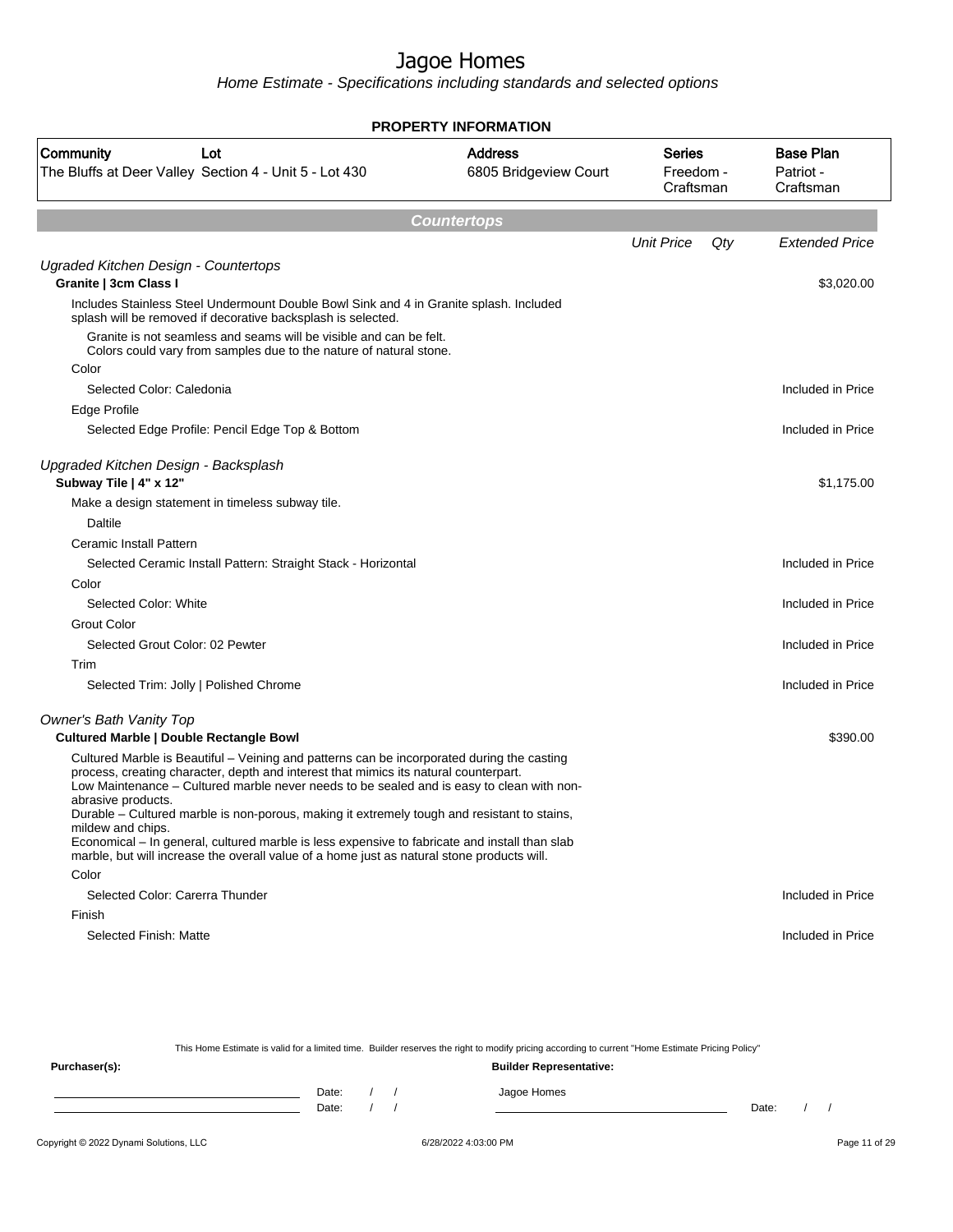# Jagoe Homes

*Home Estimate - Specifications including standards and selected options*

## PROPERTY INFORMATION

| Community | Lot | Address | Series | Base Plan |
|---|---|---|---|---|
| The Bluffs at Deer Valley | Section 4 - Unit 5 - Lot 430 | 6805 Bridgeview Court | Freedom - Craftsman | Patriot - Craftsman |

## Countertops

| | Unit Price | Qty | Extended Price |
|---|---|---|---|
| *Ugraded Kitchen Design - Countertops* | | | |
| **Granite \| 3cm Class I** | | | $3,020.00 |
| Includes Stainless Steel Undermount Double Bowl Sink and 4 in Granite splash. Included splash will be removed if decorative backsplash is selected. | | | |
| Granite is not seamless and seams will be visible and can be felt. Colors could vary from samples due to the nature of natural stone. | | | |
| Color | | | |
| Selected Color: Caledonia | | | Included in Price |
| Edge Profile | | | |
| Selected Edge Profile: Pencil Edge Top & Bottom | | | Included in Price |
| *Upgraded Kitchen Design - Backsplash* | | | |
| **Subway Tile \| 4" x 12"** | | | $1,175.00 |
| Make a design statement in timeless subway tile. | | | |
| Daltile | | | |
| Ceramic Install Pattern | | | |
| Selected Ceramic Install Pattern: Straight Stack - Horizontal | | | Included in Price |
| Color | | | |
| Selected Color: White | | | Included in Price |
| Grout Color | | | |
| Selected Grout Color: 02 Pewter | | | Included in Price |
| Trim | | | |
| Selected Trim: Jolly \| Polished Chrome | | | Included in Price |
| *Owner's Bath Vanity Top* | | | |
| **Cultured Marble \| Double Rectangle Bowl** | | | $390.00 |
| Cultured Marble is Beautiful – Veining and patterns can be incorporated during the casting process, creating character, depth and interest that mimics its natural counterpart. Low Maintenance – Cultured marble never needs to be sealed and is easy to clean with non-abrasive products. Durable – Cultured marble is non-porous, making it extremely tough and resistant to stains, mildew and chips. Economical – In general, cultured marble is less expensive to fabricate and install than slab marble, but will increase the overall value of a home just as natural stone products will. | | | |
| Color | | | |
| Selected Color: Carerra Thunder | | | Included in Price |
| Finish | | | |
| Selected Finish: Matte | | | Included in Price |

This Home Estimate is valid for a limited time. Builder reserves the right to modify pricing according to current "Home Estimate Pricing Policy"

**Purchaser(s):** Date: / / Date: / /

**Builder Representative:** Jagoe Homes Date: / /

Copyright © 2022 Dynami Solutions, LLC 6/28/2022 4:03:00 PM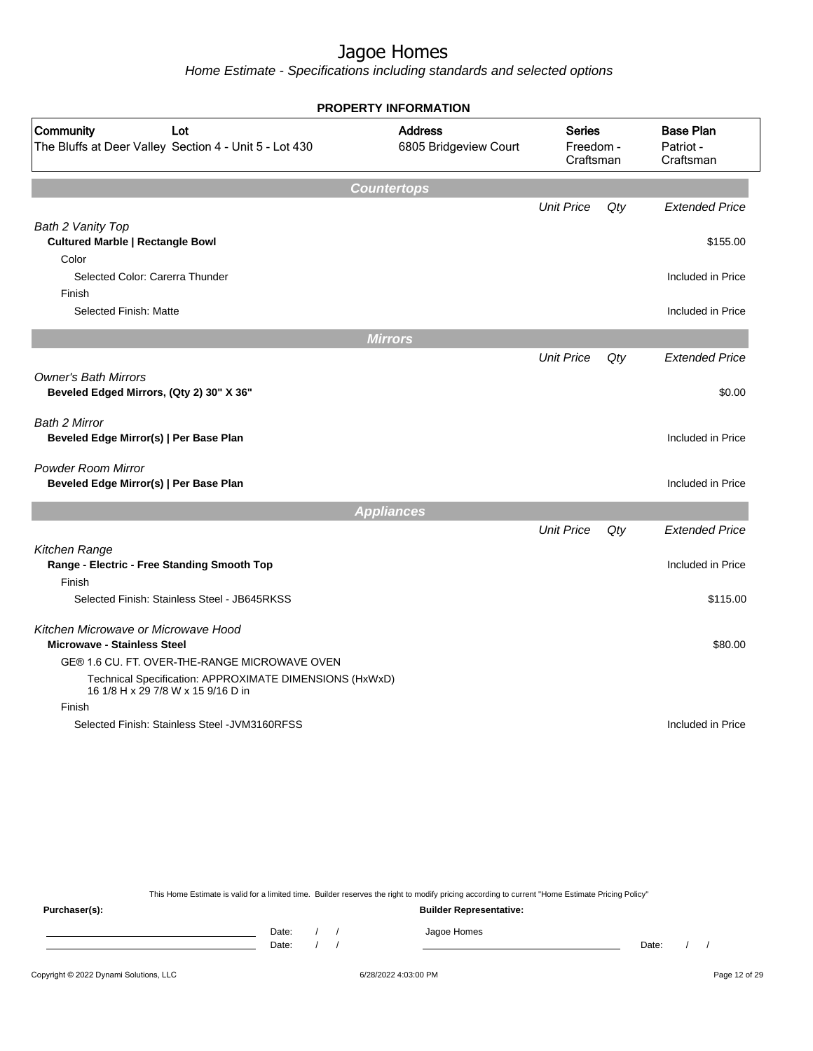# Jagoe Homes

*Home Estimate - Specifications including standards and selected options*

## PROPERTY INFORMATION

| Community | Lot | Address | Series | Base Plan |
|---|---|---|---|---|
| The Bluffs at Deer Valley | Section 4 - Unit 5 - Lot 430 | 6805 Bridgeview Court | Freedom - Craftsman | Patriot - Craftsman |

### Countertops

| | Unit Price | Qty | Extended Price |
|---|---|---|---|
| *Bath 2 Vanity Top* | | | |
| **Cultured Marble \| Rectangle Bowl** | | | $155.00 |
| Color | | | |
| Selected Color: Carerra Thunder | | | Included in Price |
| Finish | | | |
| Selected Finish: Matte | | | Included in Price |

### Mirrors

| | Unit Price | Qty | Extended Price |
|---|---|---|---|
| *Owner's Bath Mirrors* | | | |
| **Beveled Edged Mirrors, (Qty 2) 30" X 36"** | | | $0.00 |
| *Bath 2 Mirror* | | | |
| **Beveled Edge Mirror(s) \| Per Base Plan** | | | Included in Price |
| *Powder Room Mirror* | | | |
| **Beveled Edge Mirror(s) \| Per Base Plan** | | | Included in Price |

### Appliances

| | Unit Price | Qty | Extended Price |
|---|---|---|---|
| *Kitchen Range* | | | |
| **Range - Electric - Free Standing Smooth Top** | | | Included in Price |
| Finish | | | |
| Selected Finish: Stainless Steel - JB645RKSS | | | $115.00 |
| *Kitchen Microwave or Microwave Hood* | | | |
| **Microwave - Stainless Steel** | | | $80.00 |
| GE® 1.6 CU. FT. OVER-THE-RANGE MICROWAVE OVEN | | | |
| Technical Specification: APPROXIMATE DIMENSIONS (HxWxD) 16 1/8 H x 29 7/8 W x 15 9/16 D in | | | |
| Finish | | | |
| Selected Finish: Stainless Steel -JVM3160RFSS | | | Included in Price |

This Home Estimate is valid for a limited time. Builder reserves the right to modify pricing according to current "Home Estimate Pricing Policy"

**Purchaser(s):**

Date: / /

Date: / /

**Builder Representative:**

Jagoe Homes

Date: / /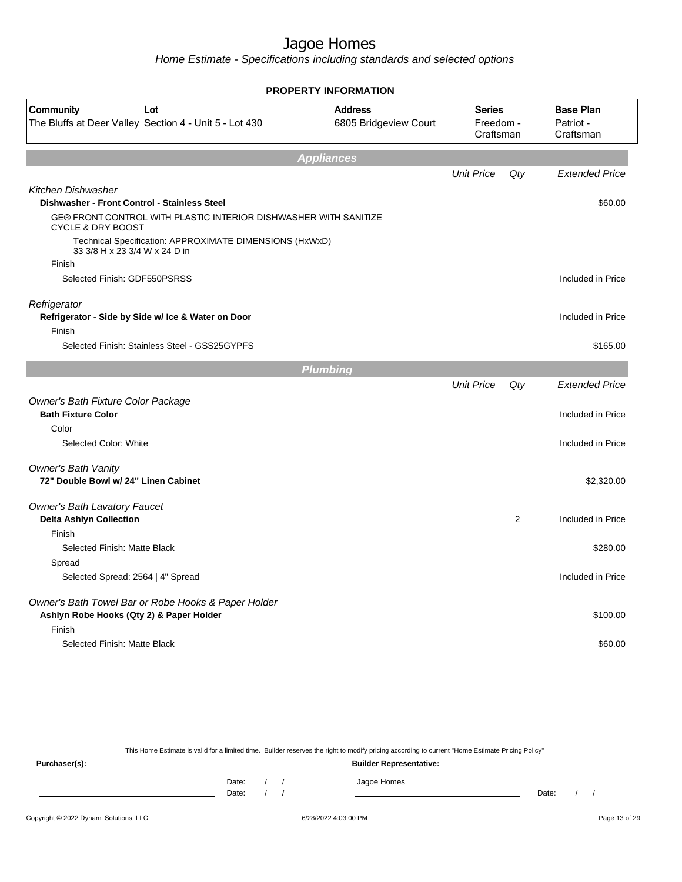# Jagoe Homes

*Home Estimate - Specifications including standards and selected options*

**PROPERTY INFORMATION**

| Community | Lot | Address | Series | Base Plan |
|---|---|---|---|---|
| The Bluffs at Deer Valley | Section 4 - Unit 5 - Lot 430 | 6805 Bridgeview Court | Freedom - Craftsman | Patriot - Craftsman |

## Appliances

| | Unit Price | Qty | Extended Price |
|---|---|---|---|
| *Kitchen Dishwasher* | | | |
| **Dishwasher - Front Control - Stainless Steel** | | | $60.00 |
| GE® FRONT CONTROL WITH PLASTIC INTERIOR DISHWASHER WITH SANITIZE CYCLE & DRY BOOST | | | |
| Technical Specification: APPROXIMATE DIMENSIONS (HxWxD) 33 3/8 H x 23 3/4 W x 24 D in | | | |
| Finish | | | |
| Selected Finish: GDF550PSRSS | | | Included in Price |
| *Refrigerator* | | | |
| **Refrigerator - Side by Side w/ Ice & Water on Door** | | | Included in Price |
| Finish | | | |
| Selected Finish: Stainless Steel - GSS25GYPFS | | | $165.00 |

## Plumbing

| | Unit Price | Qty | Extended Price |
|---|---|---|---|
| *Owner's Bath Fixture Color Package* | | | |
| **Bath Fixture Color** | | | Included in Price |
| Color | | | |
| Selected Color: White | | | Included in Price |
| *Owner's Bath Vanity* | | | |
| **72" Double Bowl w/ 24" Linen Cabinet** | | | $2,320.00 |
| *Owner's Bath Lavatory Faucet* | | | |
| **Delta Ashlyn Collection** | | 2 | Included in Price |
| Finish | | | |
| Selected Finish: Matte Black | | | $280.00 |
| Spread | | | |
| Selected Spread: 2564 \| 4" Spread | | | Included in Price |
| *Owner's Bath Towel Bar or Robe Hooks & Paper Holder* | | | |
| **Ashlyn Robe Hooks (Qty 2) & Paper Holder** | | | $100.00 |
| Finish | | | |
| Selected Finish: Matte Black | | | $60.00 |

This Home Estimate is valid for a limited time. Builder reserves the right to modify pricing according to current "Home Estimate Pricing Policy"

**Purchaser(s):** **Builder Representative:**

Date: / /
Date: / /

Jagoe Homes

Date: / /

Copyright © 2022 Dynami Solutions, LLC 6/28/2022 4:03:00 PM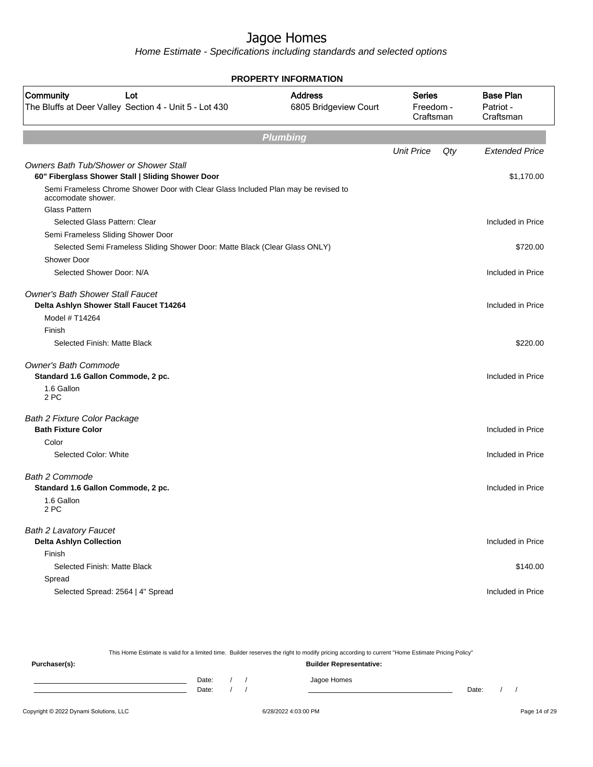# Jagoe Homes

*Home Estimate - Specifications including standards and selected options*

**PROPERTY INFORMATION**

| Community | Lot | Address | Series | Base Plan |
|---|---|---|---|---|
| The Bluffs at Deer Valley | Section 4 - Unit 5 - Lot 430 | 6805 Bridgeview Court | Freedom - Craftsman | Patriot - Craftsman |

## Plumbing

| | Unit Price | Qty | Extended Price |
|---|---|---|---|
| *Owners Bath Tub/Shower or Shower Stall* | | | |
| **60" Fiberglass Shower Stall \| Sliding Shower Door** | | | $1,170.00 |
| Semi Frameless Chrome Shower Door with Clear Glass Included Plan may be revised to accomodate shower. | | | |
| Glass Pattern | | | |
| Selected Glass Pattern: Clear | | | Included in Price |
| Semi Frameless Sliding Shower Door | | | |
| Selected Semi Frameless Sliding Shower Door: Matte Black (Clear Glass ONLY) | | | $720.00 |
| Shower Door | | | |
| Selected Shower Door: N/A | | | Included in Price |
| *Owner's Bath Shower Stall Faucet* | | | |
| **Delta Ashlyn Shower Stall Faucet T14264** | | | Included in Price |
| Model # T14264 | | | |
| Finish | | | |
| Selected Finish: Matte Black | | | $220.00 |
| *Owner's Bath Commode* | | | |
| **Standard 1.6 Gallon Commode, 2 pc.** | | | Included in Price |
| 1.6 Gallon 2 PC | | | |
| *Bath 2 Fixture Color Package* | | | |
| **Bath Fixture Color** | | | Included in Price |
| Color | | | |
| Selected Color: White | | | Included in Price |
| *Bath 2 Commode* | | | |
| **Standard 1.6 Gallon Commode, 2 pc.** | | | Included in Price |
| 1.6 Gallon 2 PC | | | |
| *Bath 2 Lavatory Faucet* | | | |
| **Delta Ashlyn Collection** | | | Included in Price |
| Finish | | | |
| Selected Finish: Matte Black | | | $140.00 |
| Spread | | | |
| Selected Spread: 2564 \| 4" Spread | | | Included in Price |

This Home Estimate is valid for a limited time. Builder reserves the right to modify pricing according to current "Home Estimate Pricing Policy"

**Purchaser(s):**

Date: / /

Date: / /

**Builder Representative:**

Jagoe Homes

Date: / /

Copyright © 2022 Dynami Solutions, LLC 6/28/2022 4:03:00 PM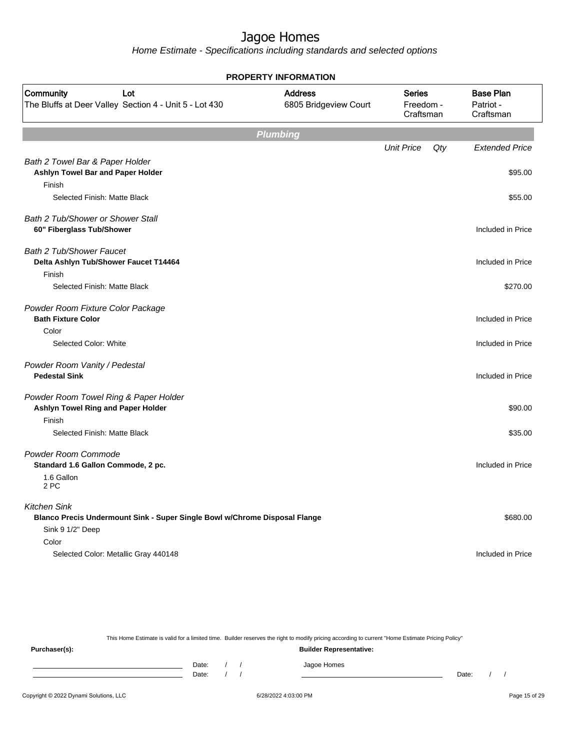# Jagoe Homes

*Home Estimate - Specifications including standards and selected options*

**PROPERTY INFORMATION**

| Community | Lot | Address | Series | Base Plan |
|---|---|---|---|---|
| The Bluffs at Deer Valley | Section 4 - Unit 5 - Lot 430 | 6805 Bridgeview Court | Freedom - Craftsman | Patriot - Craftsman |

## Plumbing

| | Unit Price | Qty | Extended Price |
|---|---|---|---|
| *Bath 2 Towel Bar & Paper Holder* | | | |
| **Ashlyn Towel Bar and Paper Holder** | | | $95.00 |
| Finish | | | |
| Selected Finish: Matte Black | | | $55.00 |
| *Bath 2 Tub/Shower or Shower Stall* | | | |
| **60" Fiberglass Tub/Shower** | | | Included in Price |
| *Bath 2 Tub/Shower Faucet* | | | |
| **Delta Ashlyn Tub/Shower Faucet T14464** | | | Included in Price |
| Finish | | | |
| Selected Finish: Matte Black | | | $270.00 |
| *Powder Room Fixture Color Package* | | | |
| **Bath Fixture Color** | | | Included in Price |
| Color | | | |
| Selected Color: White | | | Included in Price |
| *Powder Room Vanity / Pedestal* | | | |
| **Pedestal Sink** | | | Included in Price |
| *Powder Room Towel Ring & Paper Holder* | | | |
| **Ashlyn Towel Ring and Paper Holder** | | | $90.00 |
| Finish | | | |
| Selected Finish: Matte Black | | | $35.00 |
| *Powder Room Commode* | | | |
| **Standard 1.6 Gallon Commode, 2 pc.** | | | Included in Price |
| 1.6 Gallon 2 PC | | | |
| *Kitchen Sink* | | | |
| **Blanco Precis Undermount Sink - Super Single Bowl w/Chrome Disposal Flange** | | | $680.00 |
| Sink 9 1/2" Deep | | | |
| Color | | | |
| Selected Color: Metallic Gray 440148 | | | Included in Price |

This Home Estimate is valid for a limited time. Builder reserves the right to modify pricing according to current "Home Estimate Pricing Policy"

**Purchaser(s):**

Date: / /

Date: / /

**Builder Representative:**

Jagoe Homes

Date: / /

Copyright © 2022 Dynami Solutions, LLC — 6/28/2022 4:03:00 PM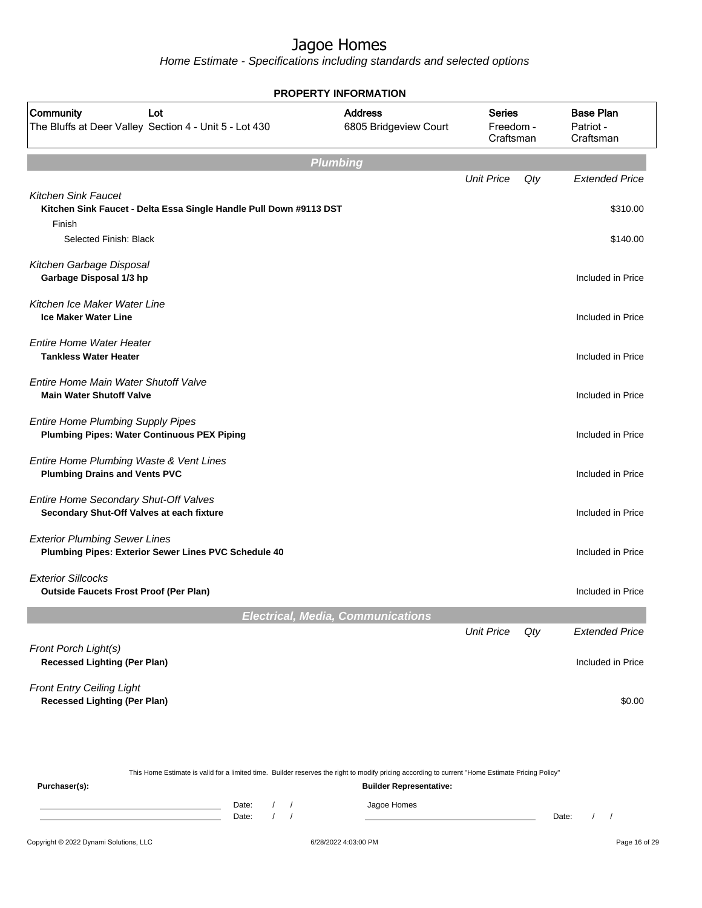# Jagoe Homes

Home Estimate - Specifications including standards and selected options

**PROPERTY INFORMATION**

| Community | Lot | Address | Series | Base Plan |
|---|---|---|---|---|
| The Bluffs at Deer Valley | Section 4 - Unit 5 - Lot 430 | 6805 Bridgeview Court | Freedom - Craftsman | Patriot - Craftsman |

## Plumbing

| | Unit Price | Qty | Extended Price |
|---|---|---|---|
| *Kitchen Sink Faucet* | | | |
| **Kitchen Sink Faucet - Delta Essa Single Handle Pull Down #9113 DST** | | | $310.00 |
| Finish | | | |
| Selected Finish: Black | | | $140.00 |
| *Kitchen Garbage Disposal* | | | |
| **Garbage Disposal 1/3 hp** | | | Included in Price |
| *Kitchen Ice Maker Water Line* | | | |
| **Ice Maker Water Line** | | | Included in Price |
| *Entire Home Water Heater* | | | |
| **Tankless Water Heater** | | | Included in Price |
| *Entire Home Main Water Shutoff Valve* | | | |
| **Main Water Shutoff Valve** | | | Included in Price |
| *Entire Home Plumbing Supply Pipes* | | | |
| **Plumbing Pipes: Water Continuous PEX Piping** | | | Included in Price |
| *Entire Home Plumbing Waste & Vent Lines* | | | |
| **Plumbing Drains and Vents PVC** | | | Included in Price |
| *Entire Home Secondary Shut-Off Valves* | | | |
| **Secondary Shut-Off Valves at each fixture** | | | Included in Price |
| *Exterior Plumbing Sewer Lines* | | | |
| **Plumbing Pipes: Exterior Sewer Lines PVC Schedule 40** | | | Included in Price |
| *Exterior Sillcocks* | | | |
| **Outside Faucets Frost Proof (Per Plan)** | | | Included in Price |

## Electrical, Media, Communications

| | Unit Price | Qty | Extended Price |
|---|---|---|---|
| *Front Porch Light(s)* | | | |
| **Recessed Lighting (Per Plan)** | | | Included in Price |
| *Front Entry Ceiling Light* | | | |
| **Recessed Lighting (Per Plan)** | | | $0.00 |

This Home Estimate is valid for a limited time. Builder reserves the right to modify pricing according to current "Home Estimate Pricing Policy"

**Purchaser(s):** ______________________ Date: / / 
______________________ Date: / /

**Builder Representative:** Jagoe Homes ______________________ Date: / /

Copyright © 2022 Dynami Solutions, LLC 6/28/2022 4:03:00 PM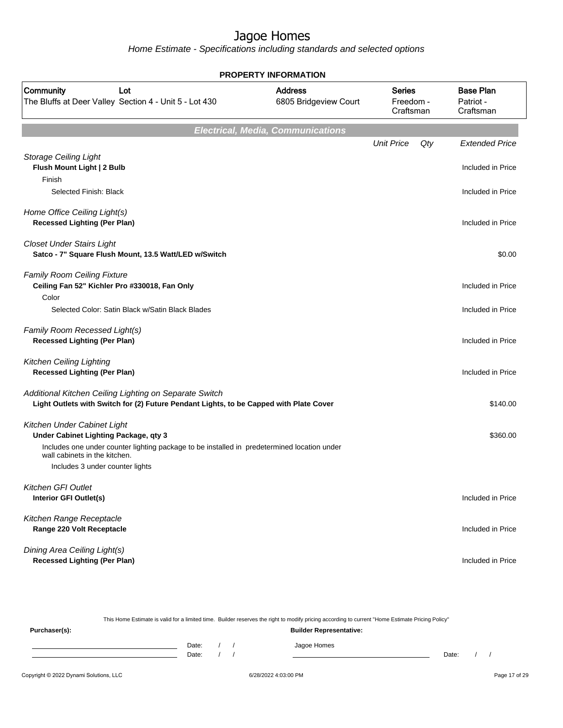# Jagoe Homes

*Home Estimate - Specifications including standards and selected options*

## PROPERTY INFORMATION

| Community | Lot | Address | Series | Base Plan |
|---|---|---|---|---|
| The Bluffs at Deer Valley | Section 4 - Unit 5 - Lot 430 | 6805 Bridgeview Court | Freedom - Craftsman | Patriot - Craftsman |

## Electrical, Media, Communications

| | Unit Price | Qty | Extended Price |
|---|---|---|---|
| *Storage Ceiling Light* | | | |
| **Flush Mount Light \| 2 Bulb** | | | Included in Price |
| Finish | | | |
| Selected Finish: Black | | | Included in Price |
| *Home Office Ceiling Light(s)* | | | |
| **Recessed Lighting (Per Plan)** | | | Included in Price |
| *Closet Under Stairs Light* | | | |
| **Satco - 7" Square Flush Mount, 13.5 Watt/LED w/Switch** | | | $0.00 |
| *Family Room Ceiling Fixture* | | | |
| **Ceiling Fan 52" Kichler Pro #330018, Fan Only** | | | Included in Price |
| Color | | | |
| Selected Color: Satin Black w/Satin Black Blades | | | Included in Price |
| *Family Room Recessed Light(s)* | | | |
| **Recessed Lighting (Per Plan)** | | | Included in Price |
| *Kitchen Ceiling Lighting* | | | |
| **Recessed Lighting (Per Plan)** | | | Included in Price |
| *Additional Kitchen Ceiling Lighting on Separate Switch* | | | |
| **Light Outlets with Switch for (2) Future Pendant Lights, to be Capped with Plate Cover** | | | $140.00 |
| *Kitchen Under Cabinet Light* | | | |
| **Under Cabinet Lighting Package, qty 3** | | | $360.00 |
| Includes one under counter lighting package to be installed in predetermined location under wall cabinets in the kitchen. | | | |
| Includes 3 under counter lights | | | |
| *Kitchen GFI Outlet* | | | |
| **Interior GFI Outlet(s)** | | | Included in Price |
| *Kitchen Range Receptacle* | | | |
| **Range 220 Volt Receptacle** | | | Included in Price |
| *Dining Area Ceiling Light(s)* | | | |
| **Recessed Lighting (Per Plan)** | | | Included in Price |

This Home Estimate is valid for a limited time. Builder reserves the right to modify pricing according to current "Home Estimate Pricing Policy"

**Purchaser(s):** Date: / / Date: / /

**Builder Representative:** Jagoe Homes Date: / /

Copyright © 2022 Dynami Solutions, LLC 6/28/2022 4:03:00 PM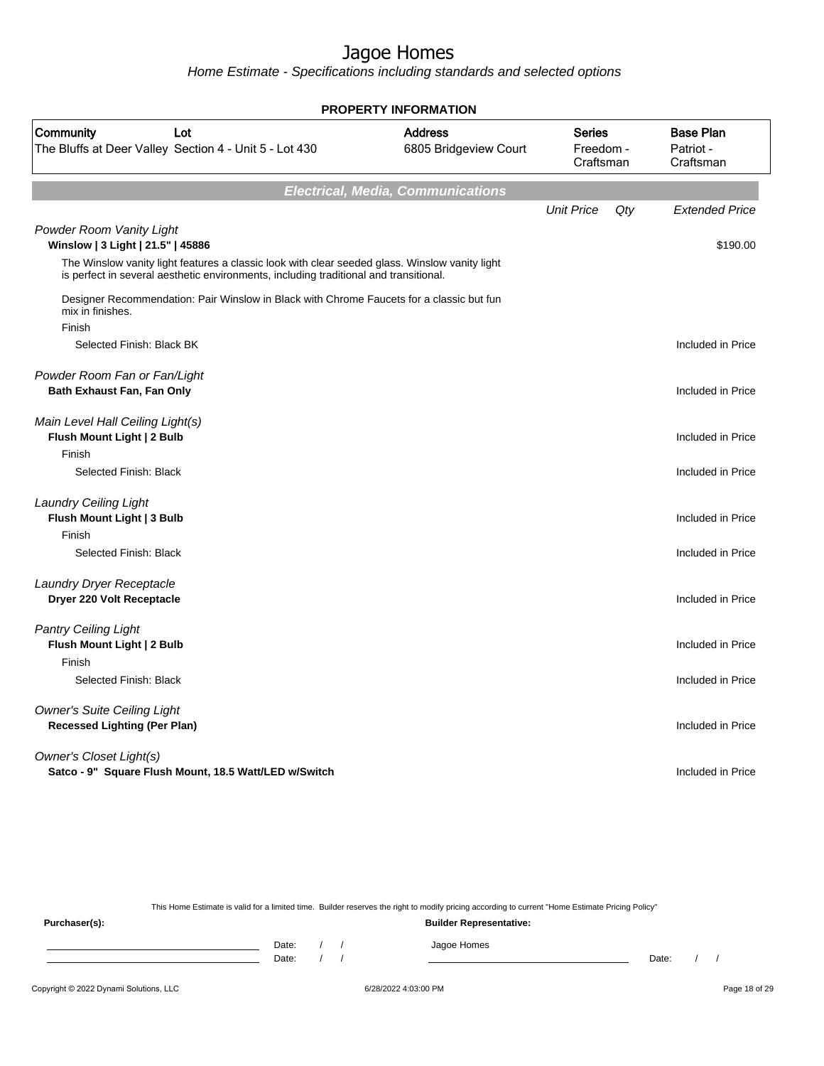# Jagoe Homes

*Home Estimate - Specifications including standards and selected options*

**PROPERTY INFORMATION**

| Community | Lot | Address | Series | Base Plan |
|---|---|---|---|---|
| The Bluffs at Deer Valley | Section 4 - Unit 5 - Lot 430 | 6805 Bridgeview Court | Freedom - Craftsman | Patriot - Craftsman |

## Electrical, Media, Communications

| | Unit Price | Qty | Extended Price |
|---|---|---|---|
| *Powder Room Vanity Light* | | | |
| **Winslow \| 3 Light \| 21.5" \| 45886** | | | $190.00 |
| The Winslow vanity light features a classic look with clear seeded glass. Winslow vanity light is perfect in several aesthetic environments, including traditional and transitional. | | | |
| Designer Recommendation: Pair Winslow in Black with Chrome Faucets for a classic but fun mix in finishes. | | | |
| Finish | | | |
| Selected Finish: Black BK | | | Included in Price |
| *Powder Room Fan or Fan/Light* | | | |
| **Bath Exhaust Fan, Fan Only** | | | Included in Price |
| *Main Level Hall Ceiling Light(s)* | | | |
| **Flush Mount Light \| 2 Bulb** | | | Included in Price |
| Finish | | | |
| Selected Finish: Black | | | Included in Price |
| *Laundry Ceiling Light* | | | |
| **Flush Mount Light \| 3 Bulb** | | | Included in Price |
| Finish | | | |
| Selected Finish: Black | | | Included in Price |
| *Laundry Dryer Receptacle* | | | |
| **Dryer 220 Volt Receptacle** | | | Included in Price |
| *Pantry Ceiling Light* | | | |
| **Flush Mount Light \| 2 Bulb** | | | Included in Price |
| Finish | | | |
| Selected Finish: Black | | | Included in Price |
| *Owner's Suite Ceiling Light* | | | |
| **Recessed Lighting (Per Plan)** | | | Included in Price |
| *Owner's Closet Light(s)* | | | |
| **Satco - 9" Square Flush Mount, 18.5 Watt/LED w/Switch** | | | Included in Price |

This Home Estimate is valid for a limited time. Builder reserves the right to modify pricing according to current "Home Estimate Pricing Policy"

**Purchaser(s):** Date: / / Date: / /

**Builder Representative:** Jagoe Homes Date: / /

Copyright © 2022 Dynami Solutions, LLC 6/28/2022 4:03:00 PM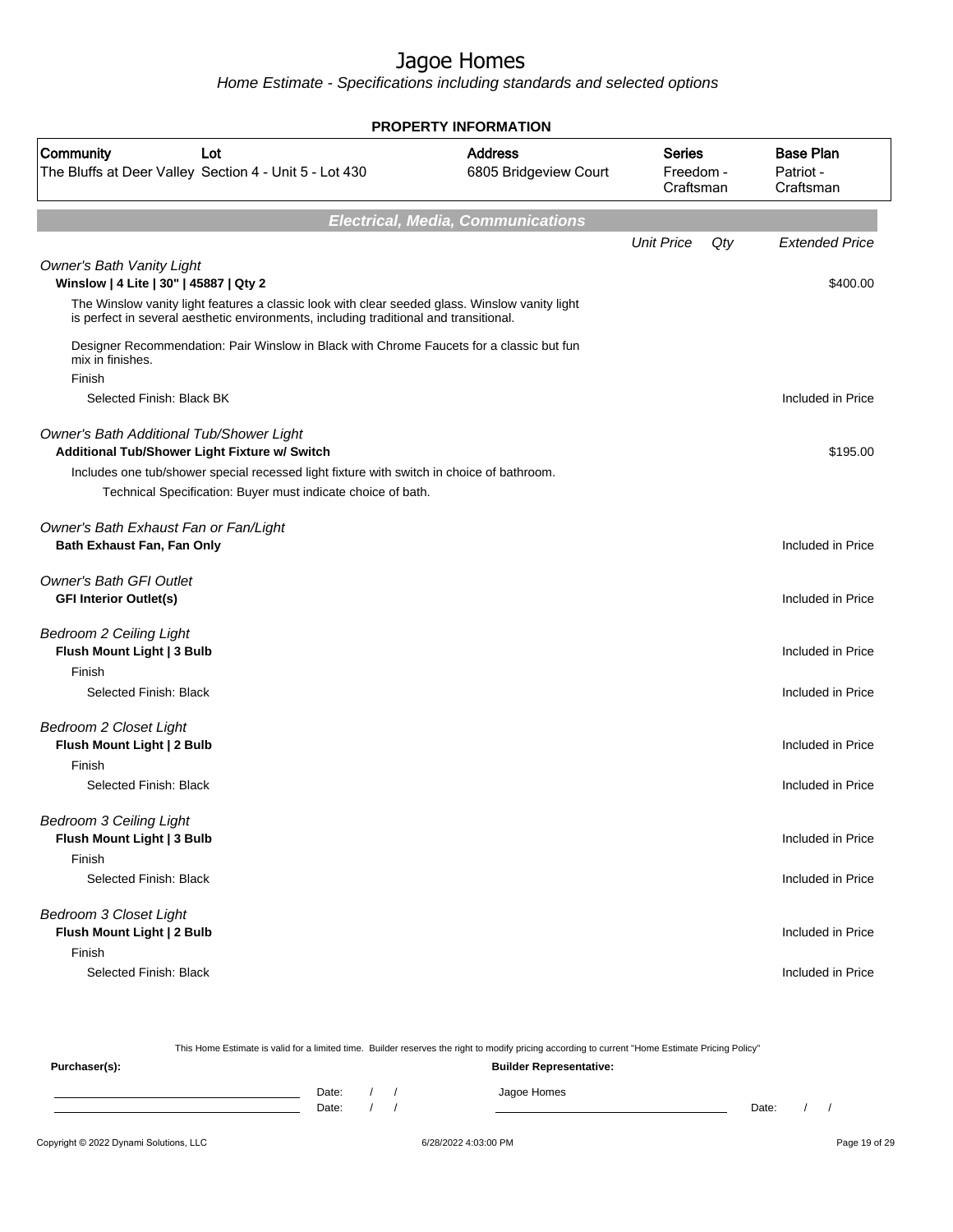# Jagoe Homes

*Home Estimate - Specifications including standards and selected options*

## PROPERTY INFORMATION

| Community | Lot | Address | Series | Base Plan |
|---|---|---|---|---|
| The Bluffs at Deer Valley | Section 4 - Unit 5 - Lot 430 | 6805 Bridgeview Court | Freedom - Craftsman | Patriot - Craftsman |

## Electrical, Media, Communications

| | Unit Price | Qty | Extended Price |
|---|---|---|---|
| *Owner's Bath Vanity Light* | | | |
| **Winslow \| 4 Lite \| 30" \| 45887 \| Qty 2** | | | $400.00 |
| The Winslow vanity light features a classic look with clear seeded glass. Winslow vanity light is perfect in several aesthetic environments, including traditional and transitional. | | | |
| Designer Recommendation: Pair Winslow in Black with Chrome Faucets for a classic but fun mix in finishes. | | | |
| Finish | | | |
| Selected Finish: Black BK | | | Included in Price |
| *Owner's Bath Additional Tub/Shower Light* | | | |
| **Additional Tub/Shower Light Fixture w/ Switch** | | | $195.00 |
| Includes one tub/shower special recessed light fixture with switch in choice of bathroom. | | | |
| Technical Specification: Buyer must indicate choice of bath. | | | |
| *Owner's Bath Exhaust Fan or Fan/Light* | | | |
| **Bath Exhaust Fan, Fan Only** | | | Included in Price |
| *Owner's Bath GFI Outlet* | | | |
| **GFI Interior Outlet(s)** | | | Included in Price |
| *Bedroom 2 Ceiling Light* | | | |
| **Flush Mount Light \| 3 Bulb** | | | Included in Price |
| Finish | | | |
| Selected Finish: Black | | | Included in Price |
| *Bedroom 2 Closet Light* | | | |
| **Flush Mount Light \| 2 Bulb** | | | Included in Price |
| Finish | | | |
| Selected Finish: Black | | | Included in Price |
| *Bedroom 3 Ceiling Light* | | | |
| **Flush Mount Light \| 3 Bulb** | | | Included in Price |
| Finish | | | |
| Selected Finish: Black | | | Included in Price |
| *Bedroom 3 Closet Light* | | | |
| **Flush Mount Light \| 2 Bulb** | | | Included in Price |
| Finish | | | |
| Selected Finish: Black | | | Included in Price |

This Home Estimate is valid for a limited time. Builder reserves the right to modify pricing according to current "Home Estimate Pricing Policy"

**Purchaser(s):**

Date: / /

Date: / /

**Builder Representative:**

Jagoe Homes

Date: / /

Copyright © 2022 Dynami Solutions, LLC 6/28/2022 4:03:00 PM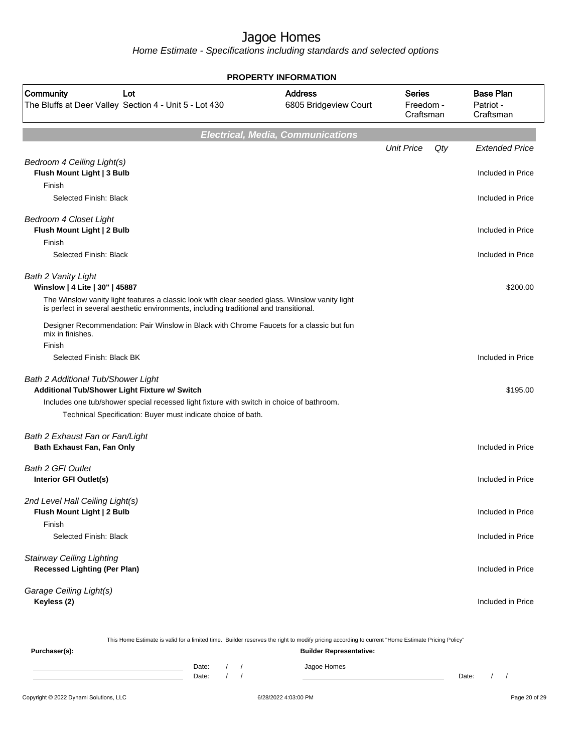# Jagoe Homes

*Home Estimate - Specifications including standards and selected options*

**PROPERTY INFORMATION**

| Community | Lot | Address | Series | Base Plan |
|---|---|---|---|---|
| The Bluffs at Deer Valley | Section 4 - Unit 5 - Lot 430 | 6805 Bridgeview Court | Freedom - Craftsman | Patriot - Craftsman |

## *Electrical, Media, Communications*

| | Unit Price | Qty | Extended Price |
|---|---|---|---|
| *Bedroom 4 Ceiling Light(s)* | | | |
| **Flush Mount Light \| 3 Bulb** | | | Included in Price |
| Finish | | | |
| Selected Finish: Black | | | Included in Price |
| *Bedroom 4 Closet Light* | | | |
| **Flush Mount Light \| 2 Bulb** | | | Included in Price |
| Finish | | | |
| Selected Finish: Black | | | Included in Price |
| *Bath 2 Vanity Light* | | | |
| **Winslow \| 4 Lite \| 30" \| 45887** | | | $200.00 |
| The Winslow vanity light features a classic look with clear seeded glass. Winslow vanity light is perfect in several aesthetic environments, including traditional and transitional. | | | |
| Designer Recommendation: Pair Winslow in Black with Chrome Faucets for a classic but fun mix in finishes. | | | |
| Finish | | | |
| Selected Finish: Black BK | | | Included in Price |
| *Bath 2 Additional Tub/Shower Light* | | | |
| **Additional Tub/Shower Light Fixture w/ Switch** | | | $195.00 |
| Includes one tub/shower special recessed light fixture with switch in choice of bathroom. | | | |
| Technical Specification: Buyer must indicate choice of bath. | | | |
| *Bath 2 Exhaust Fan or Fan/Light* | | | |
| **Bath Exhaust Fan, Fan Only** | | | Included in Price |
| *Bath 2 GFI Outlet* | | | |
| **Interior GFI Outlet(s)** | | | Included in Price |
| *2nd Level Hall Ceiling Light(s)* | | | |
| **Flush Mount Light \| 2 Bulb** | | | Included in Price |
| Finish | | | |
| Selected Finish: Black | | | Included in Price |
| *Stairway Ceiling Lighting* | | | |
| **Recessed Lighting (Per Plan)** | | | Included in Price |
| *Garage Ceiling Light(s)* | | | |
| **Keyless (2)** | | | Included in Price |

This Home Estimate is valid for a limited time. Builder reserves the right to modify pricing according to current "Home Estimate Pricing Policy"

**Purchaser(s):** Date: / / Date: / /

**Builder Representative:** Jagoe Homes Date: / /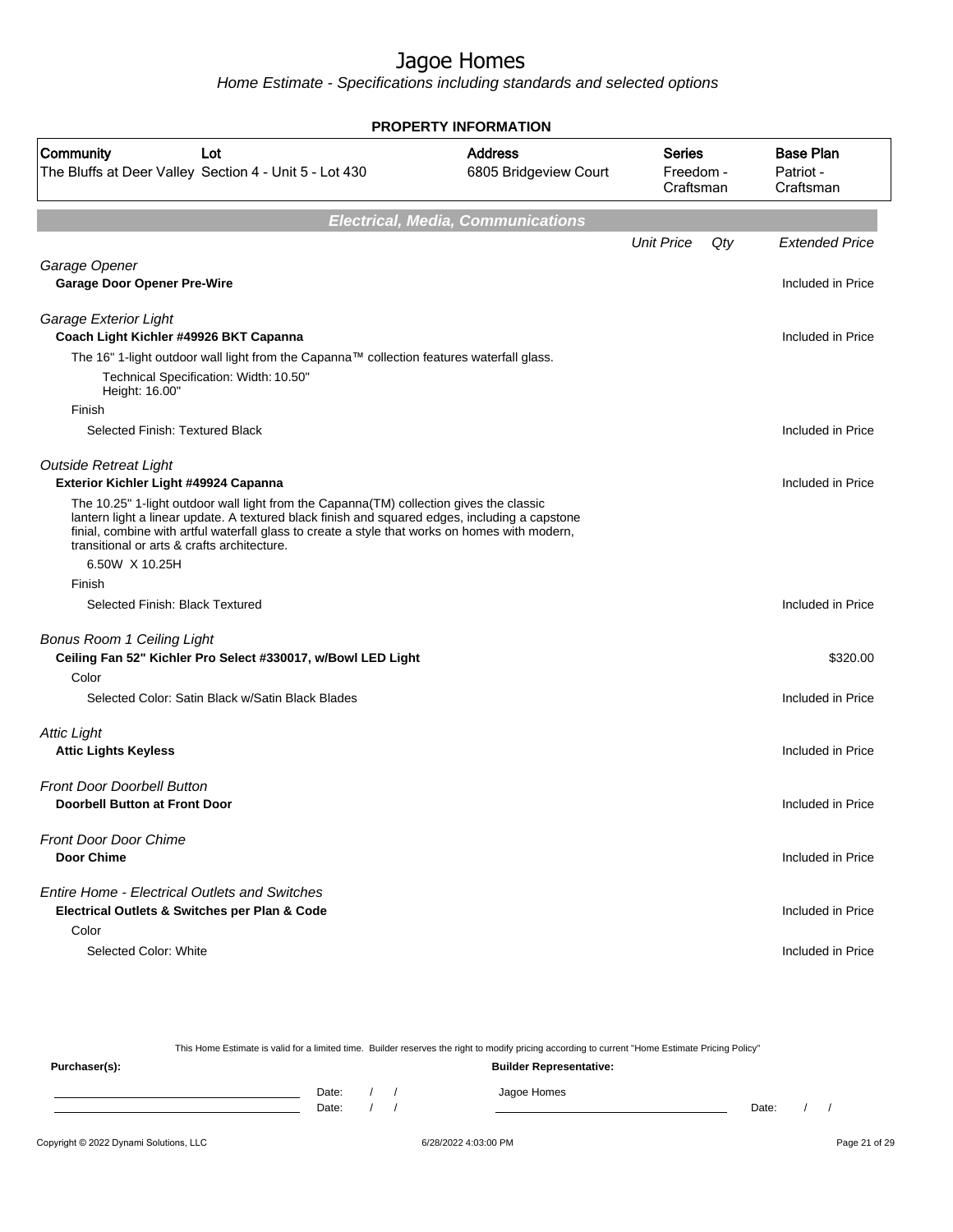# Jagoe Homes

*Home Estimate - Specifications including standards and selected options*

**PROPERTY INFORMATION**

| Community | Lot | Address | Series | Base Plan |
|---|---|---|---|---|
| The Bluffs at Deer Valley | Section 4 - Unit 5 - Lot 430 | 6805 Bridgeview Court | Freedom - Craftsman | Patriot - Craftsman |

## Electrical, Media, Communications

| | Unit Price | Qty | Extended Price |
|---|---|---|---|
| *Garage Opener* | | | |
| **Garage Door Opener Pre-Wire** | | | Included in Price |
| *Garage Exterior Light* | | | |
| **Coach Light Kichler #49926 BKT Capanna** | | | Included in Price |
| The 16" 1-light outdoor wall light from the Capanna™ collection features waterfall glass. | | | |
| Technical Specification: Width: 10.50" Height: 16.00" | | | |
| Finish | | | |
| Selected Finish: Textured Black | | | Included in Price |
| *Outside Retreat Light* | | | |
| **Exterior Kichler Light #49924 Capanna** | | | Included in Price |
| The 10.25" 1-light outdoor wall light from the Capanna(TM) collection gives the classic lantern light a linear update. A textured black finish and squared edges, including a capstone finial, combine with artful waterfall glass to create a style that works on homes with modern, transitional or arts & crafts architecture. | | | |
| 6.50W X 10.25H | | | |
| Finish | | | |
| Selected Finish: Black Textured | | | Included in Price |
| *Bonus Room 1 Ceiling Light* | | | |
| **Ceiling Fan 52" Kichler Pro Select #330017, w/Bowl LED Light** | | | $320.00 |
| Color | | | |
| Selected Color: Satin Black w/Satin Black Blades | | | Included in Price |
| *Attic Light* | | | |
| **Attic Lights Keyless** | | | Included in Price |
| *Front Door Doorbell Button* | | | |
| **Doorbell Button at Front Door** | | | Included in Price |
| *Front Door Door Chime* | | | |
| **Door Chime** | | | Included in Price |
| *Entire Home - Electrical Outlets and Switches* | | | |
| **Electrical Outlets & Switches per Plan & Code** | | | Included in Price |
| Color | | | |
| Selected Color: White | | | Included in Price |

This Home Estimate is valid for a limited time. Builder reserves the right to modify pricing according to current "Home Estimate Pricing Policy"

**Purchaser(s):**

Date: / /

Date: / /

**Builder Representative:**

Jagoe Homes

Date: / /

Copyright © 2022 Dynami Solutions, LLC 6/28/2022 4:03:00 PM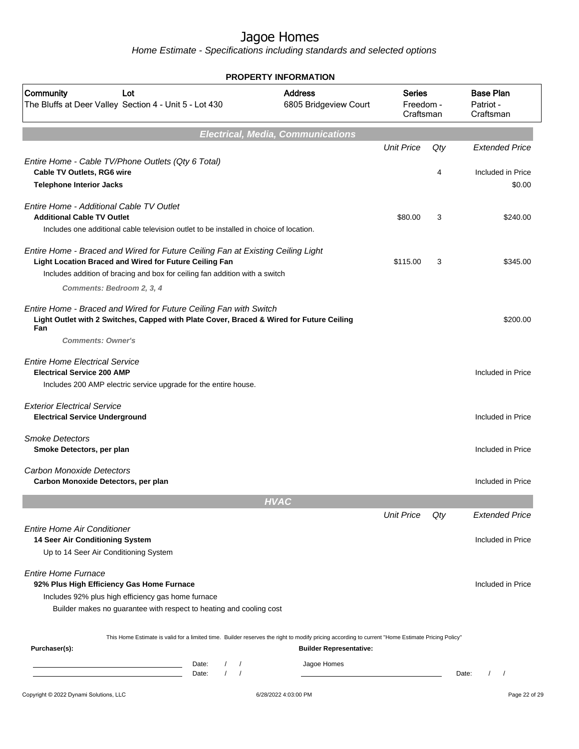# Jagoe Homes

Home Estimate - Specifications including standards and selected options

**PROPERTY INFORMATION**

| Community | Lot | Address | Series | Base Plan |
|---|---|---|---|---|
| The Bluffs at Deer Valley | Section 4 - Unit 5 - Lot 430 | 6805 Bridgeview Court | Freedom - Craftsman | Patriot - Craftsman |

## Electrical, Media, Communications

| | Unit Price | Qty | Extended Price |
|---|---|---|---|
| *Entire Home - Cable TV/Phone Outlets (Qty 6 Total)* | | | |
| **Cable TV Outlets, RG6 wire** | | 4 | Included in Price |
| **Telephone Interior Jacks** | | | $0.00 |
| *Entire Home - Additional Cable TV Outlet* | | | |
| **Additional Cable TV Outlet** | $80.00 | 3 | $240.00 |
| Includes one additional cable television outlet to be installed in choice of location. | | | |
| *Entire Home - Braced and Wired for Future Ceiling Fan at Existing Ceiling Light* | | | |
| **Light Location Braced and Wired for Future Ceiling Fan** | $115.00 | 3 | $345.00 |
| Includes addition of bracing and box for ceiling fan addition with a switch | | | |
| ***Comments: Bedroom 2, 3, 4*** | | | |
| *Entire Home - Braced and Wired for Future Ceiling Fan with Switch* | | | |
| **Light Outlet with 2 Switches, Capped with Plate Cover, Braced & Wired for Future Ceiling Fan** | | | $200.00 |
| ***Comments: Owner's*** | | | |
| *Entire Home Electrical Service* | | | |
| **Electrical Service 200 AMP** | | | Included in Price |
| Includes 200 AMP electric service upgrade for the entire house. | | | |
| *Exterior Electrical Service* | | | |
| **Electrical Service Underground** | | | Included in Price |
| *Smoke Detectors* | | | |
| **Smoke Detectors, per plan** | | | Included in Price |
| *Carbon Monoxide Detectors* | | | |
| **Carbon Monoxide Detectors, per plan** | | | Included in Price |

## HVAC

| | Unit Price | Qty | Extended Price |
|---|---|---|---|
| *Entire Home Air Conditioner* | | | |
| **14 Seer Air Conditioning System** | | | Included in Price |
| Up to 14 Seer Air Conditioning System | | | |
| *Entire Home Furnace* | | | |
| **92% Plus High Efficiency Gas Home Furnace** | | | Included in Price |
| Includes 92% plus high efficiency gas home furnace | | | |
| Builder makes no guarantee with respect to heating and cooling cost | | | |

This Home Estimate is valid for a limited time. Builder reserves the right to modify pricing according to current "Home Estimate Pricing Policy"

**Purchaser(s):**

Date: / /

Date: / /

**Builder Representative:**

Jagoe Homes

Date: / /

Copyright © 2022 Dynami Solutions, LLC 6/28/2022 4:03:00 PM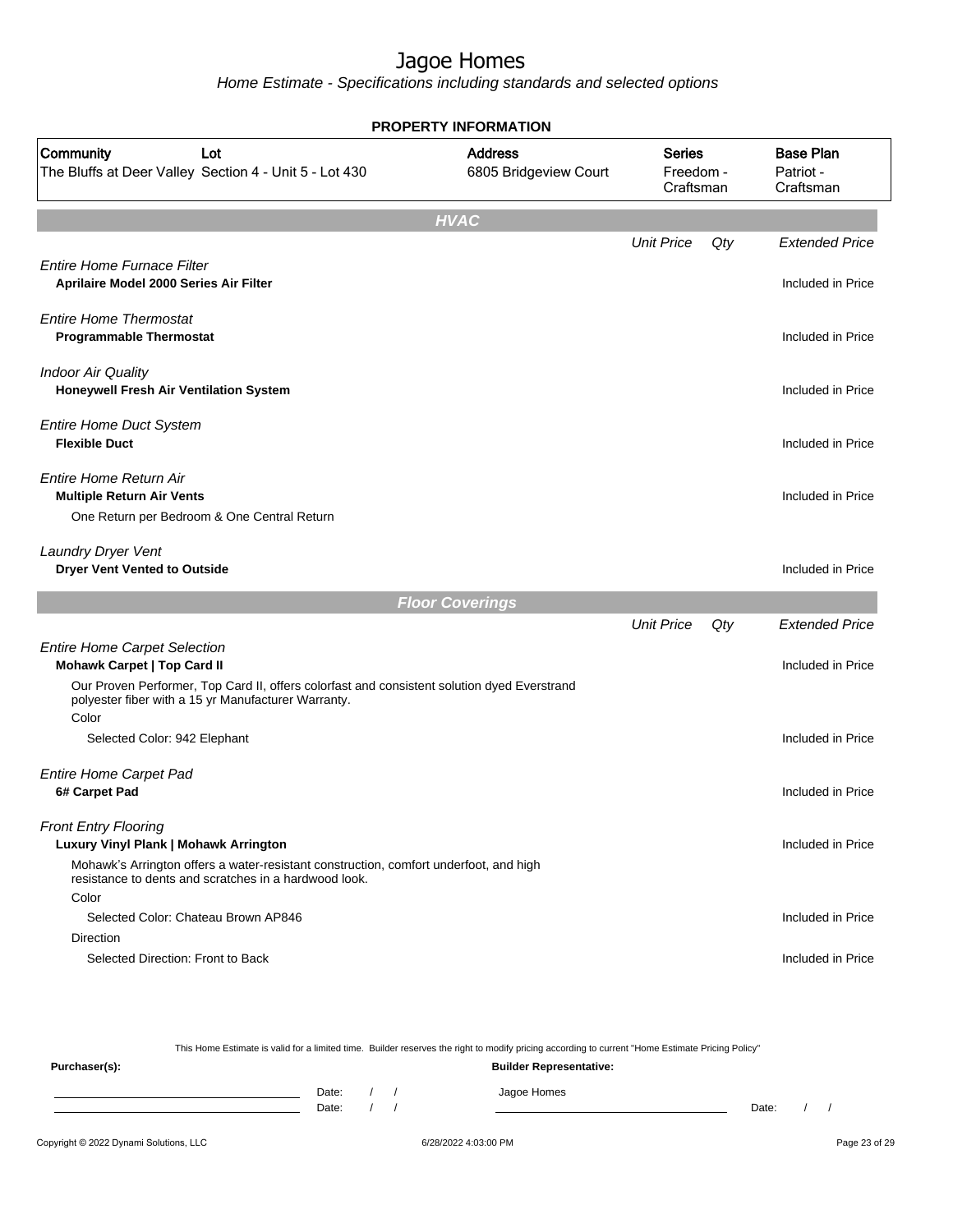# Jagoe Homes

*Home Estimate - Specifications including standards and selected options*

**PROPERTY INFORMATION**

| Community | Lot | Address | Series | Base Plan |
|---|---|---|---|---|
| The Bluffs at Deer Valley | Section 4 - Unit 5 - Lot 430 | 6805 Bridgeview Court | Freedom - Craftsman | Patriot - Craftsman |

## HVAC

| | Unit Price | Qty | Extended Price |
|---|---|---|---|
| *Entire Home Furnace Filter* | | | |
| **Aprilaire Model 2000 Series Air Filter** | | | Included in Price |
| *Entire Home Thermostat* | | | |
| **Programmable Thermostat** | | | Included in Price |
| *Indoor Air Quality* | | | |
| **Honeywell Fresh Air Ventilation System** | | | Included in Price |
| *Entire Home Duct System* | | | |
| **Flexible Duct** | | | Included in Price |
| *Entire Home Return Air* | | | |
| **Multiple Return Air Vents** | | | Included in Price |
| One Return per Bedroom & One Central Return | | | |
| *Laundry Dryer Vent* | | | |
| **Dryer Vent Vented to Outside** | | | Included in Price |

## Floor Coverings

| | Unit Price | Qty | Extended Price |
|---|---|---|---|
| *Entire Home Carpet Selection* | | | |
| **Mohawk Carpet \| Top Card II** | | | Included in Price |
| Our Proven Performer, Top Card II, offers colorfast and consistent solution dyed Everstrand polyester fiber with a 15 yr Manufacturer Warranty. | | | |
| Color | | | |
| Selected Color: 942 Elephant | | | Included in Price |
| *Entire Home Carpet Pad* | | | |
| **6# Carpet Pad** | | | Included in Price |
| *Front Entry Flooring* | | | |
| **Luxury Vinyl Plank \| Mohawk Arrington** | | | Included in Price |
| Mohawk's Arrington offers a water-resistant construction, comfort underfoot, and high resistance to dents and scratches in a hardwood look. | | | |
| Color | | | |
| Selected Color: Chateau Brown AP846 | | | Included in Price |
| Direction | | | |
| Selected Direction: Front to Back | | | Included in Price |

This Home Estimate is valid for a limited time. Builder reserves the right to modify pricing according to current "Home Estimate Pricing Policy"

**Purchaser(s):**

Date: / /

Date: / /

**Builder Representative:**

Jagoe Homes

Date: / /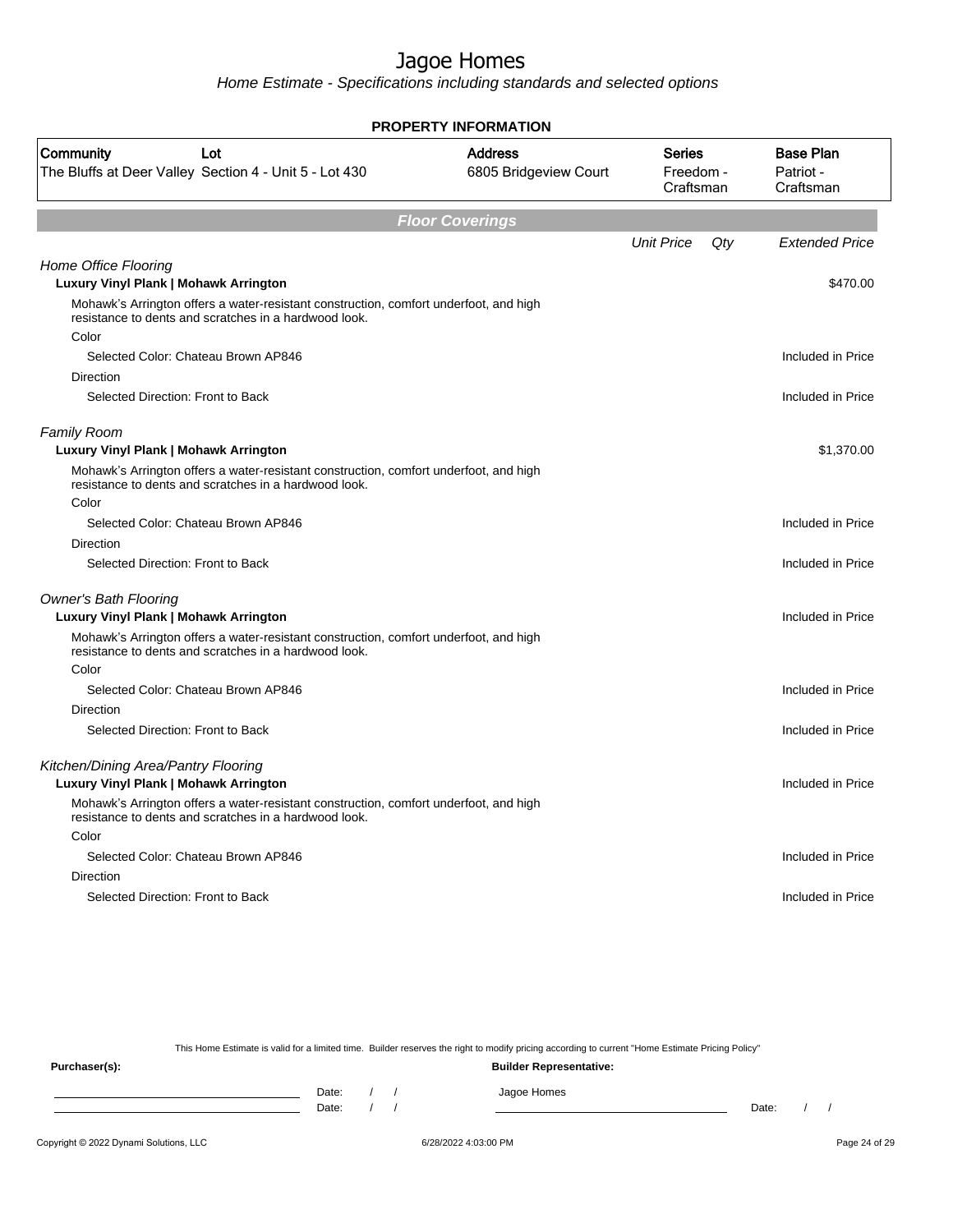# Jagoe Homes

Home Estimate - Specifications including standards and selected options

**PROPERTY INFORMATION**

| Community | Lot | Address | Series | Base Plan |
|---|---|---|---|---|
| The Bluffs at Deer Valley | Section 4 - Unit 5 - Lot 430 | 6805 Bridgeview Court | Freedom - Craftsman | Patriot - Craftsman |

## Floor Coverings

| | Unit Price | Qty | Extended Price |
|---|---|---|---|
| *Home Office Flooring* | | | |
| **Luxury Vinyl Plank \| Mohawk Arrington** | | | $470.00 |
| Mohawk's Arrington offers a water-resistant construction, comfort underfoot, and high resistance to dents and scratches in a hardwood look. | | | |
| Color | | | |
| Selected Color: Chateau Brown AP846 | | | Included in Price |
| Direction | | | |
| Selected Direction: Front to Back | | | Included in Price |
| *Family Room* | | | |
| **Luxury Vinyl Plank \| Mohawk Arrington** | | | $1,370.00 |
| Mohawk's Arrington offers a water-resistant construction, comfort underfoot, and high resistance to dents and scratches in a hardwood look. | | | |
| Color | | | |
| Selected Color: Chateau Brown AP846 | | | Included in Price |
| Direction | | | |
| Selected Direction: Front to Back | | | Included in Price |
| *Owner's Bath Flooring* | | | |
| **Luxury Vinyl Plank \| Mohawk Arrington** | | | Included in Price |
| Mohawk's Arrington offers a water-resistant construction, comfort underfoot, and high resistance to dents and scratches in a hardwood look. | | | |
| Color | | | |
| Selected Color: Chateau Brown AP846 | | | Included in Price |
| Direction | | | |
| Selected Direction: Front to Back | | | Included in Price |
| *Kitchen/Dining Area/Pantry Flooring* | | | |
| **Luxury Vinyl Plank \| Mohawk Arrington** | | | Included in Price |
| Mohawk's Arrington offers a water-resistant construction, comfort underfoot, and high resistance to dents and scratches in a hardwood look. | | | |
| Color | | | |
| Selected Color: Chateau Brown AP846 | | | Included in Price |
| Direction | | | |
| Selected Direction: Front to Back | | | Included in Price |

This Home Estimate is valid for a limited time. Builder reserves the right to modify pricing according to current "Home Estimate Pricing Policy"

**Purchaser(s):**

Date: / /

Date: / /

**Builder Representative:**

Jagoe Homes

Date: / /

Copyright © 2022 Dynami Solutions, LLC — 6/28/2022 4:03:00 PM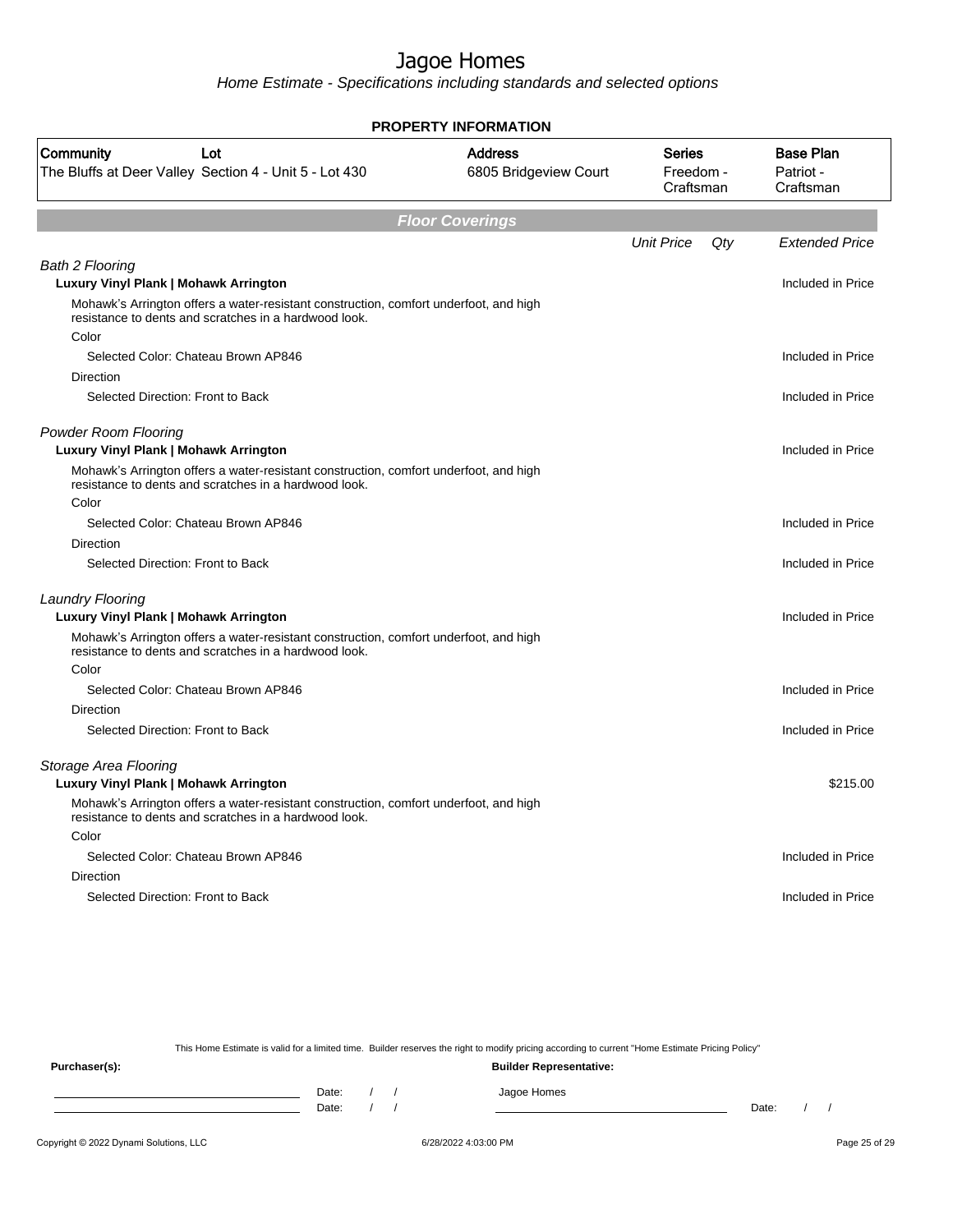# Jagoe Homes

*Home Estimate - Specifications including standards and selected options*

## PROPERTY INFORMATION

| Community | Lot | Address | Series | Base Plan |
|---|---|---|---|---|
| The Bluffs at Deer Valley | Section 4 - Unit 5 - Lot 430 | 6805 Bridgeview Court | Freedom - Craftsman | Patriot - Craftsman |

## *Floor Coverings*

| | Unit Price | Qty | Extended Price |
|---|---|---|---|
| *Bath 2 Flooring* | | | |
| **Luxury Vinyl Plank \| Mohawk Arrington** | | | Included in Price |
| Mohawk's Arrington offers a water-resistant construction, comfort underfoot, and high resistance to dents and scratches in a hardwood look. | | | |
| Color | | | |
| Selected Color: Chateau Brown AP846 | | | Included in Price |
| Direction | | | |
| Selected Direction: Front to Back | | | Included in Price |
| *Powder Room Flooring* | | | |
| **Luxury Vinyl Plank \| Mohawk Arrington** | | | Included in Price |
| Mohawk's Arrington offers a water-resistant construction, comfort underfoot, and high resistance to dents and scratches in a hardwood look. | | | |
| Color | | | |
| Selected Color: Chateau Brown AP846 | | | Included in Price |
| Direction | | | |
| Selected Direction: Front to Back | | | Included in Price |
| *Laundry Flooring* | | | |
| **Luxury Vinyl Plank \| Mohawk Arrington** | | | Included in Price |
| Mohawk's Arrington offers a water-resistant construction, comfort underfoot, and high resistance to dents and scratches in a hardwood look. | | | |
| Color | | | |
| Selected Color: Chateau Brown AP846 | | | Included in Price |
| Direction | | | |
| Selected Direction: Front to Back | | | Included in Price |
| *Storage Area Flooring* | | | |
| **Luxury Vinyl Plank \| Mohawk Arrington** | | | $215.00 |
| Mohawk's Arrington offers a water-resistant construction, comfort underfoot, and high resistance to dents and scratches in a hardwood look. | | | |
| Color | | | |
| Selected Color: Chateau Brown AP846 | | | Included in Price |
| Direction | | | |
| Selected Direction: Front to Back | | | Included in Price |

This Home Estimate is valid for a limited time. Builder reserves the right to modify pricing according to current "Home Estimate Pricing Policy"

**Purchaser(s):** **Builder Representative:**

Date: / / Jagoe Homes
Date: / / Date: / /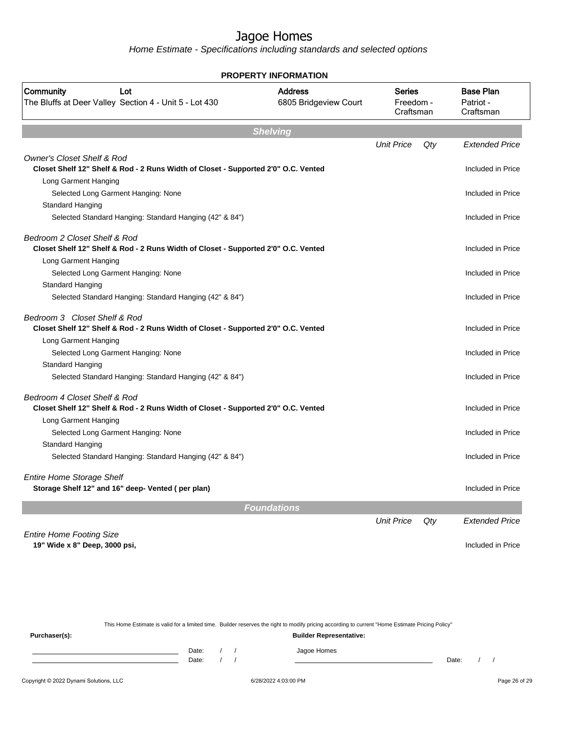# Jagoe Homes

*Home Estimate - Specifications including standards and selected options*

**PROPERTY INFORMATION**

| Community | Lot | Address | Series | Base Plan |
|---|---|---|---|---|
| The Bluffs at Deer Valley | Section 4 - Unit 5 - Lot 430 | 6805 Bridgeview Court | Freedom - Craftsman | Patriot - Craftsman |

## Shelving

| | Unit Price | Qty | Extended Price |
|---|---|---|---|
| *Owner's Closet Shelf & Rod* | | | |
| **Closet Shelf 12" Shelf & Rod - 2 Runs Width of Closet - Supported 2'0" O.C. Vented** | | | Included in Price |
| Long Garment Hanging | | | |
| Selected Long Garment Hanging: None | | | Included in Price |
| Standard Hanging | | | |
| Selected Standard Hanging: Standard Hanging (42" & 84") | | | Included in Price |
| *Bedroom 2 Closet Shelf & Rod* | | | |
| **Closet Shelf 12" Shelf & Rod - 2 Runs Width of Closet - Supported 2'0" O.C. Vented** | | | Included in Price |
| Long Garment Hanging | | | |
| Selected Long Garment Hanging: None | | | Included in Price |
| Standard Hanging | | | |
| Selected Standard Hanging: Standard Hanging (42" & 84") | | | Included in Price |
| *Bedroom 3 Closet Shelf & Rod* | | | |
| **Closet Shelf 12" Shelf & Rod - 2 Runs Width of Closet - Supported 2'0" O.C. Vented** | | | Included in Price |
| Long Garment Hanging | | | |
| Selected Long Garment Hanging: None | | | Included in Price |
| Standard Hanging | | | |
| Selected Standard Hanging: Standard Hanging (42" & 84") | | | Included in Price |
| *Bedroom 4 Closet Shelf & Rod* | | | |
| **Closet Shelf 12" Shelf & Rod - 2 Runs Width of Closet - Supported 2'0" O.C. Vented** | | | Included in Price |
| Long Garment Hanging | | | |
| Selected Long Garment Hanging: None | | | Included in Price |
| Standard Hanging | | | |
| Selected Standard Hanging: Standard Hanging (42" & 84") | | | Included in Price |
| *Entire Home Storage Shelf* | | | |
| **Storage Shelf 12" and 16" deep- Vented ( per plan)** | | | Included in Price |

## Foundations

| | Unit Price | Qty | Extended Price |
|---|---|---|---|
| *Entire Home Footing Size* | | | |
| **19" Wide x 8" Deep, 3000 psi,** | | | Included in Price |

This Home Estimate is valid for a limited time. Builder reserves the right to modify pricing according to current "Home Estimate Pricing Policy"

**Purchaser(s):**

Date: / /

Date: / /

**Builder Representative:**

Jagoe Homes

Date: / /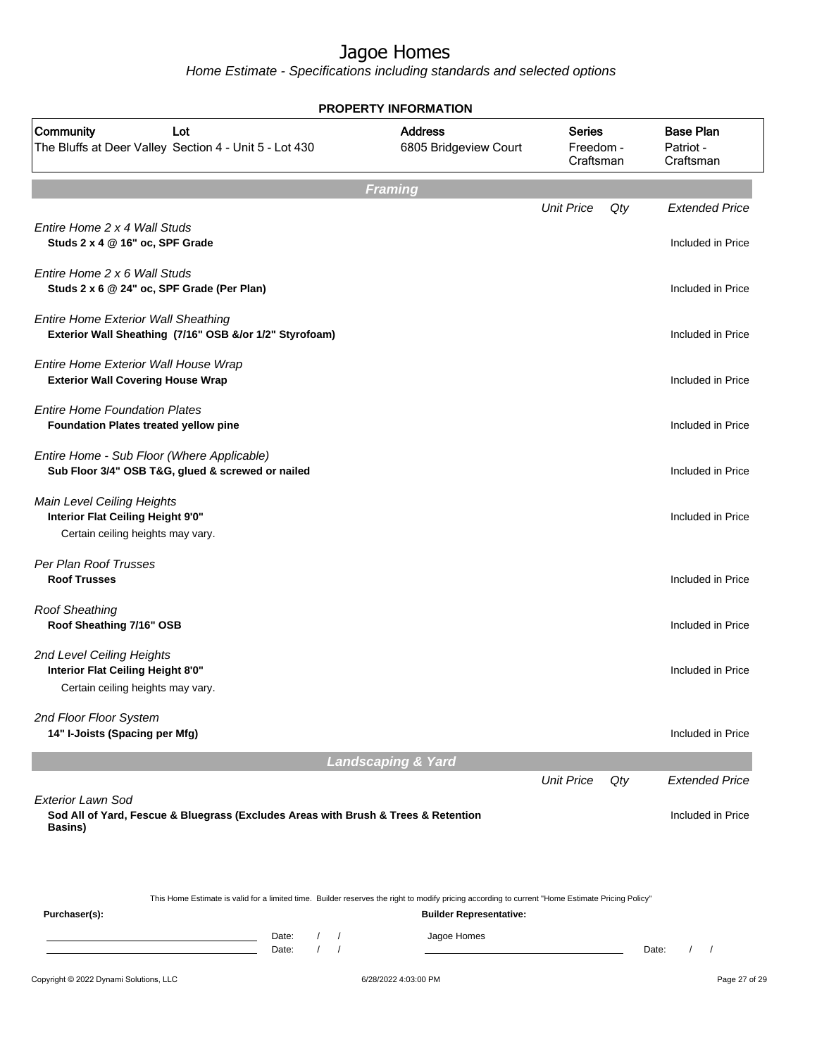# Jagoe Homes

*Home Estimate - Specifications including standards and selected options*

**PROPERTY INFORMATION**

| Community | Lot | Address | Series | Base Plan |
|---|---|---|---|---|
| The Bluffs at Deer Valley | Section 4 - Unit 5 - Lot 430 | 6805 Bridgeview Court | Freedom - Craftsman | Patriot - Craftsman |

## Framing

| | Unit Price | Qty | Extended Price |
|---|---|---|---|
| *Entire Home 2 x 4 Wall Studs*<br>**Studs 2 x 4 @ 16" oc, SPF Grade** | | | Included in Price |
| *Entire Home 2 x 6 Wall Studs*<br>**Studs 2 x 6 @ 24" oc, SPF Grade (Per Plan)** | | | Included in Price |
| *Entire Home Exterior Wall Sheathing*<br>**Exterior Wall Sheathing (7/16" OSB &/or 1/2" Styrofoam)** | | | Included in Price |
| *Entire Home Exterior Wall House Wrap*<br>**Exterior Wall Covering House Wrap** | | | Included in Price |
| *Entire Home Foundation Plates*<br>**Foundation Plates treated yellow pine** | | | Included in Price |
| *Entire Home - Sub Floor (Where Applicable)*<br>**Sub Floor 3/4" OSB T&G, glued & screwed or nailed** | | | Included in Price |
| *Main Level Ceiling Heights*<br>**Interior Flat Ceiling Height 9'0"**<br>Certain ceiling heights may vary. | | | Included in Price |
| *Per Plan Roof Trusses*<br>**Roof Trusses** | | | Included in Price |
| *Roof Sheathing*<br>**Roof Sheathing 7/16" OSB** | | | Included in Price |
| *2nd Level Ceiling Heights*<br>**Interior Flat Ceiling Height 8'0"**<br>Certain ceiling heights may vary. | | | Included in Price |
| *2nd Floor Floor System*<br>**14" I-Joists (Spacing per Mfg)** | | | Included in Price |

## Landscaping & Yard

| | Unit Price | Qty | Extended Price |
|---|---|---|---|
| *Exterior Lawn Sod*<br>**Sod All of Yard, Fescue & Bluegrass (Excludes Areas with Brush & Trees & Retention Basins)** | | | Included in Price |

This Home Estimate is valid for a limited time. Builder reserves the right to modify pricing according to current "Home Estimate Pricing Policy"

**Purchaser(s):**

Date: / /

Date: / /

**Builder Representative:**

Jagoe Homes

Date: / /

Copyright © 2022 Dynami Solutions, LLC

6/28/2022 4:03:00 PM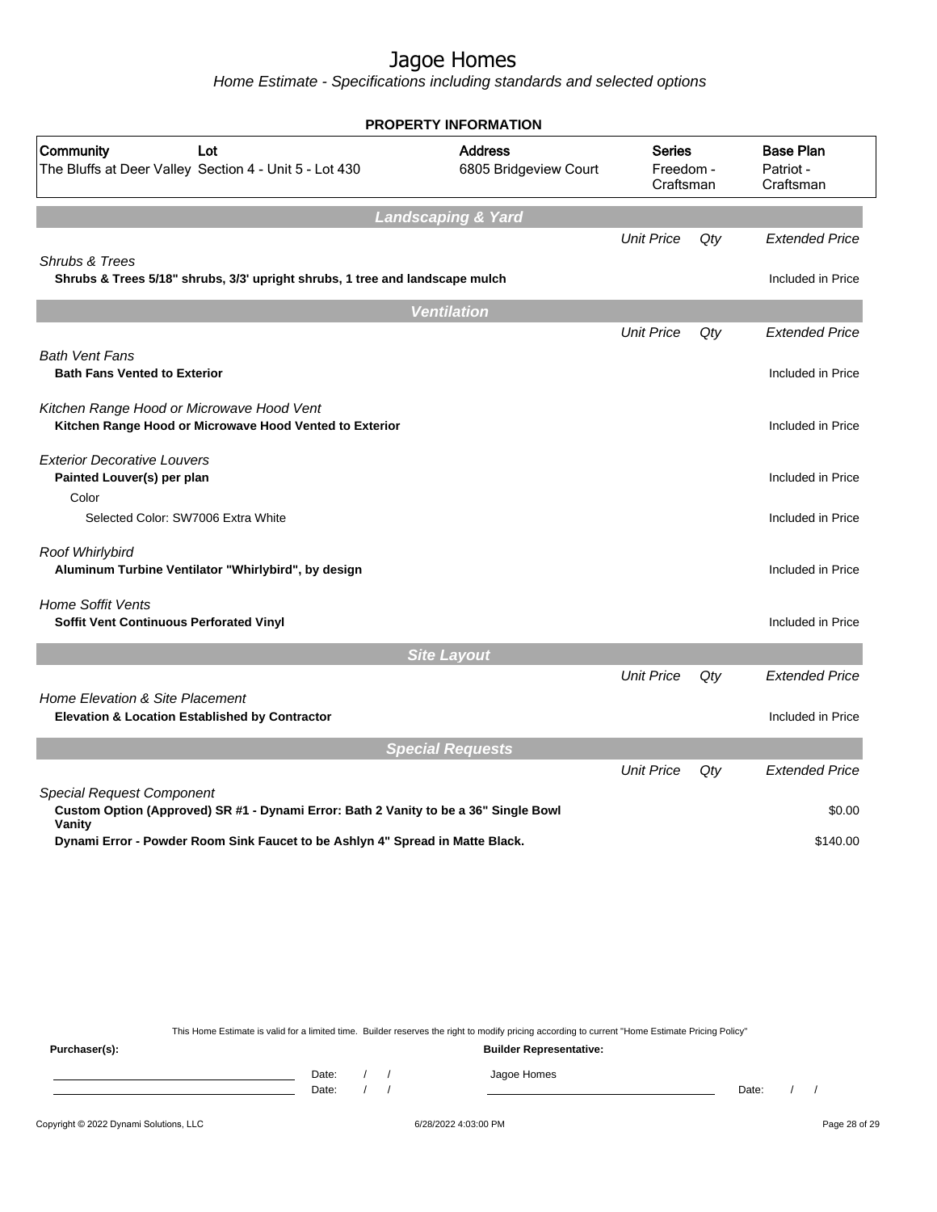# Jagoe Homes

*Home Estimate - Specifications including standards and selected options*

**PROPERTY INFORMATION**

| Community | Lot | Address | Series | Base Plan |
|---|---|---|---|---|
| The Bluffs at Deer Valley | Section 4 - Unit 5 - Lot 430 | 6805 Bridgeview Court | Freedom - Craftsman | Patriot - Craftsman |

## Landscaping & Yard

| | Unit Price | Qty | Extended Price |
|---|---|---|---|
| *Shrubs & Trees* | | | |
| **Shrubs & Trees 5/18" shrubs, 3/3' upright shrubs, 1 tree and landscape mulch** | | | Included in Price |

## Ventilation

| | Unit Price | Qty | Extended Price |
|---|---|---|---|
| *Bath Vent Fans* | | | |
| **Bath Fans Vented to Exterior** | | | Included in Price |
| *Kitchen Range Hood or Microwave Hood Vent* | | | |
| **Kitchen Range Hood or Microwave Hood Vented to Exterior** | | | Included in Price |
| *Exterior Decorative Louvers* | | | |
| **Painted Louver(s) per plan** | | | Included in Price |
| Color | | | |
| Selected Color: SW7006 Extra White | | | Included in Price |
| *Roof Whirlybird* | | | |
| **Aluminum Turbine Ventilator "Whirlybird", by design** | | | Included in Price |
| *Home Soffit Vents* | | | |
| **Soffit Vent Continuous Perforated Vinyl** | | | Included in Price |

## Site Layout

| | Unit Price | Qty | Extended Price |
|---|---|---|---|
| *Home Elevation & Site Placement* | | | |
| **Elevation & Location Established by Contractor** | | | Included in Price |

## Special Requests

| | Unit Price | Qty | Extended Price |
|---|---|---|---|
| *Special Request Component* | | | |
| **Custom Option (Approved) SR #1 - Dynami Error: Bath 2 Vanity to be a 36" Single Bowl Vanity** | | | $0.00 |
| **Dynami Error - Powder Room Sink Faucet to be Ashlyn 4" Spread in Matte Black.** | | | $140.00 |

This Home Estimate is valid for a limited time. Builder reserves the right to modify pricing according to current "Home Estimate Pricing Policy"

**Purchaser(s):**

Date: / /

Date: / /

**Builder Representative:**

Jagoe Homes

Date: / /

Copyright © 2022 Dynami Solutions, LLC 6/28/2022 4:03:00 PM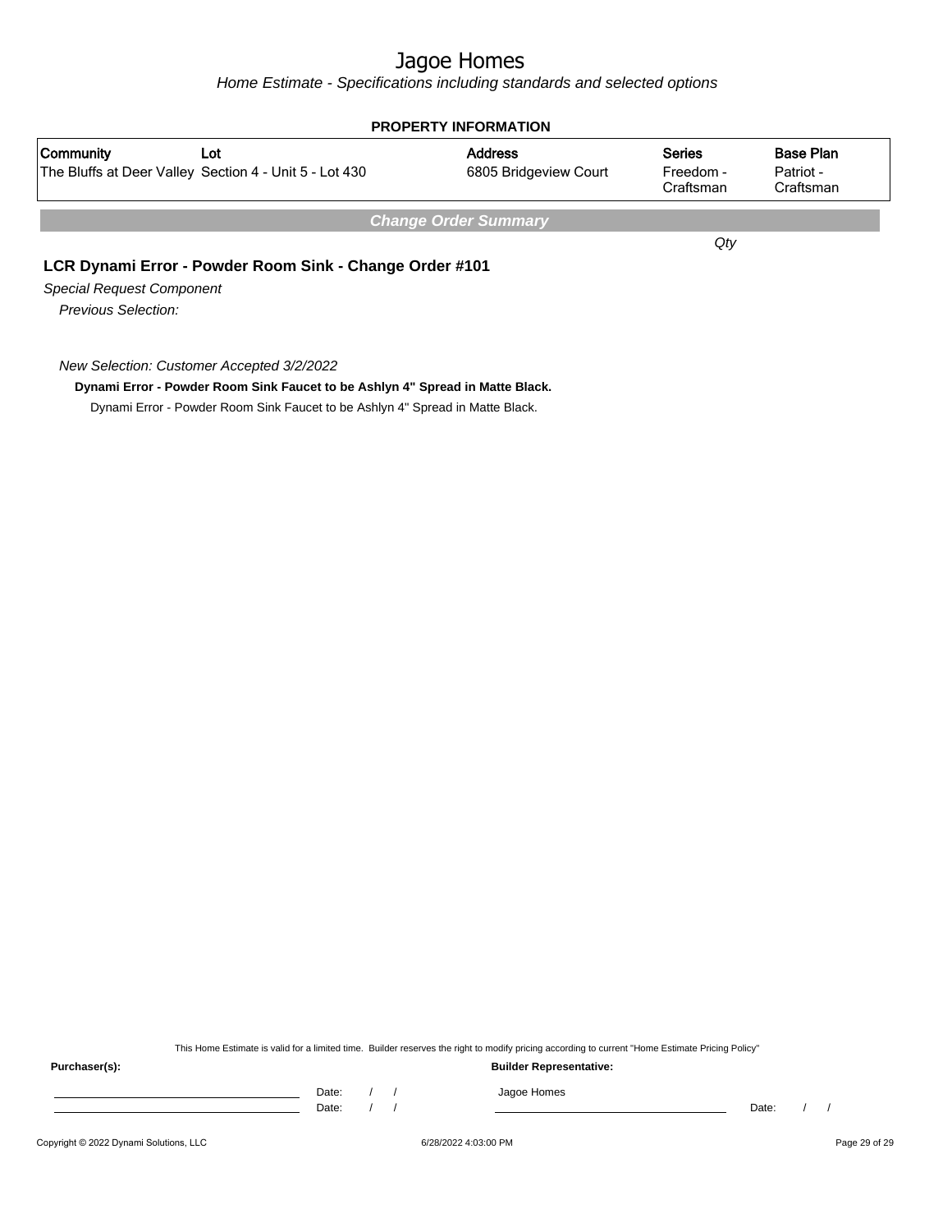# Jagoe Homes

*Home Estimate - Specifications including standards and selected options*

**PROPERTY INFORMATION**

| Community | Lot | Address | Series | Base Plan |
|---|---|---|---|---|
| The Bluffs at Deer Valley | Section 4 - Unit 5 - Lot 430 | 6805 Bridgeview Court | Freedom - Craftsman | Patriot - Craftsman |

***Change Order Summary***

*Qty*

### LCR Dynami Error - Powder Room Sink - Change Order #101

*Special Request Component*

*Previous Selection:*

*New Selection: Customer Accepted 3/2/2022*

**Dynami Error - Powder Room Sink Faucet to be Ashlyn 4" Spread in Matte Black.**

Dynami Error - Powder Room Sink Faucet to be Ashlyn 4" Spread in Matte Black.

This Home Estimate is valid for a limited time. Builder reserves the right to modify pricing according to current "Home Estimate Pricing Policy"

**Purchaser(s):**

Date: / /

Date: / /

**Builder Representative:**

Jagoe Homes

Date: / /

Copyright © 2022 Dynami Solutions, LLC

6/28/2022 4:03:00 PM